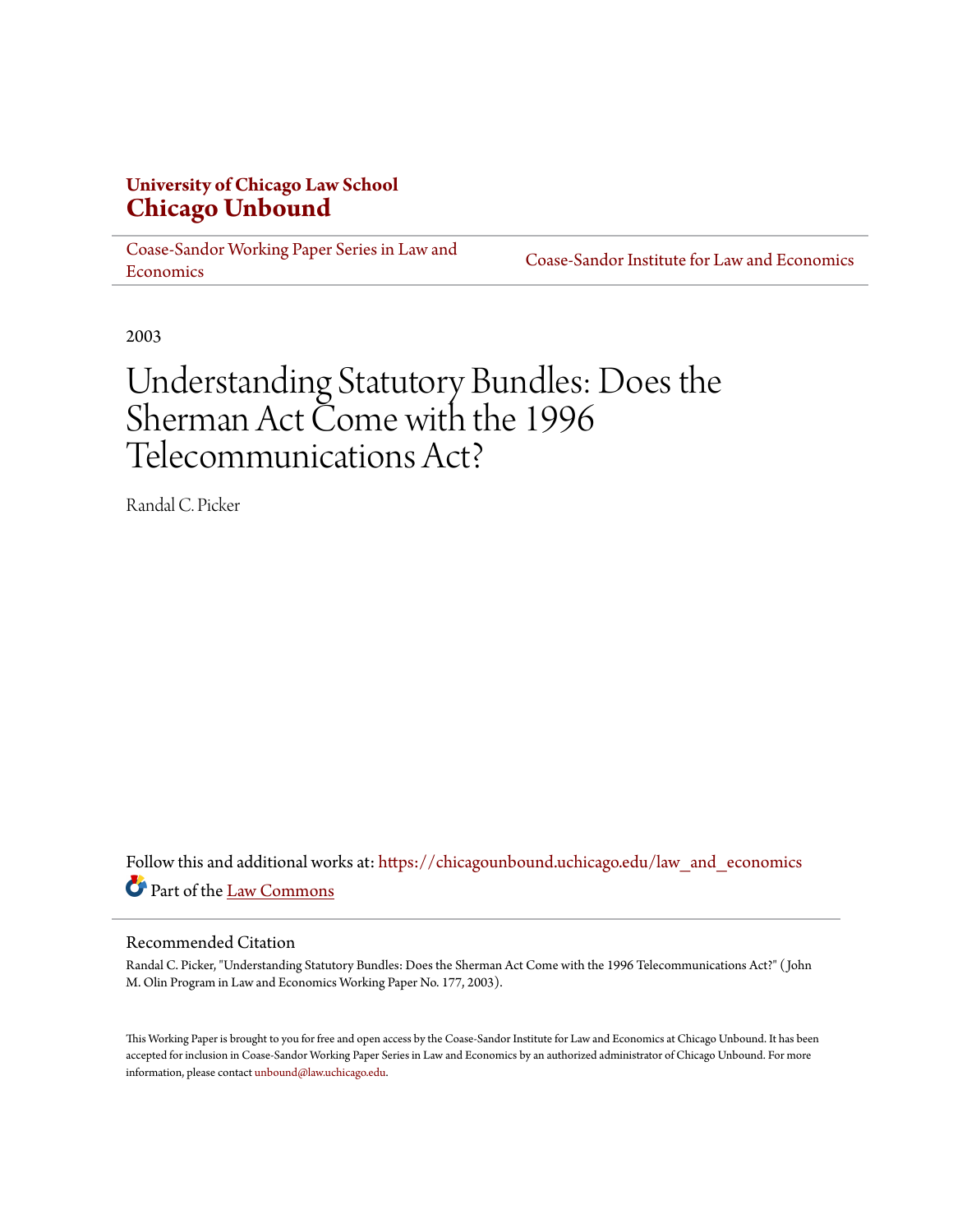**University of Chicago Law School**
# Chicago Unbound

Coase-Sandor Working Paper Series in Law and Economics | Coase-Sandor Institute for Law and Economics

2003

# Understanding Statutory Bundles: Does the Sherman Act Come with the 1996 Telecommunications Act?

Randal C. Picker

Follow this and additional works at: https://chicagounbound.uchicago.edu/law_and_economics

Part of the Law Commons

## Recommended Citation

Randal C. Picker, "Understanding Statutory Bundles: Does the Sherman Act Come with the 1996 Telecommunications Act?" ( John M. Olin Program in Law and Economics Working Paper No. 177, 2003).

This Working Paper is brought to you for free and open access by the Coase-Sandor Institute for Law and Economics at Chicago Unbound. It has been accepted for inclusion in Coase-Sandor Working Paper Series in Law and Economics by an authorized administrator of Chicago Unbound. For more information, please contact unbound@law.uchicago.edu.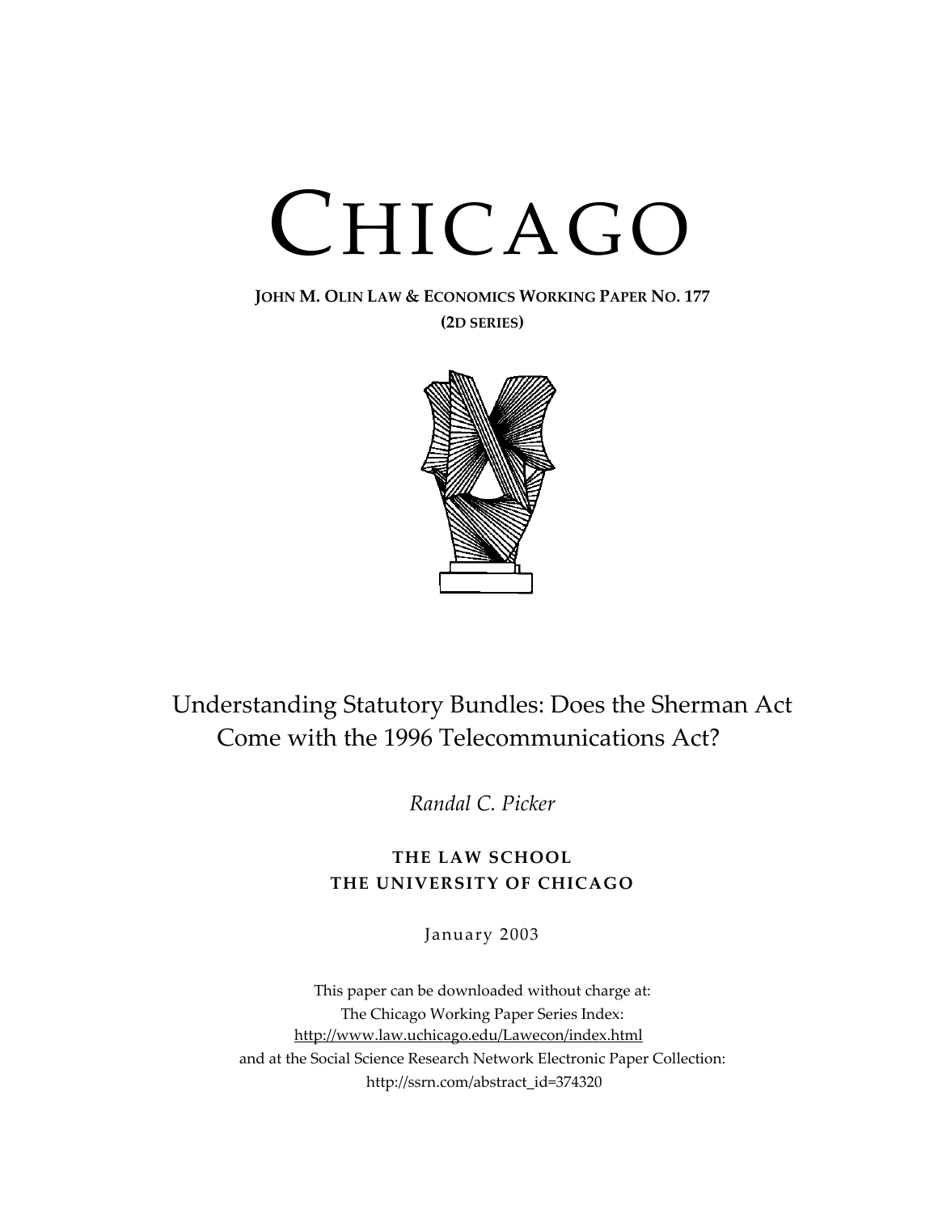# CHICAGO

**JOHN M. OLIN LAW & ECONOMICS WORKING PAPER NO. 177**
**(2D SERIES)**

## Understanding Statutory Bundles: Does the Sherman Act Come with the 1996 Telecommunications Act?

*Randal C. Picker*

**THE LAW SCHOOL**
**THE UNIVERSITY OF CHICAGO**

January 2003

This paper can be downloaded without charge at:
The Chicago Working Paper Series Index:
http://www.law.uchicago.edu/Lawecon/index.html
and at the Social Science Research Network Electronic Paper Collection:
http://ssrn.com/abstract_id=374320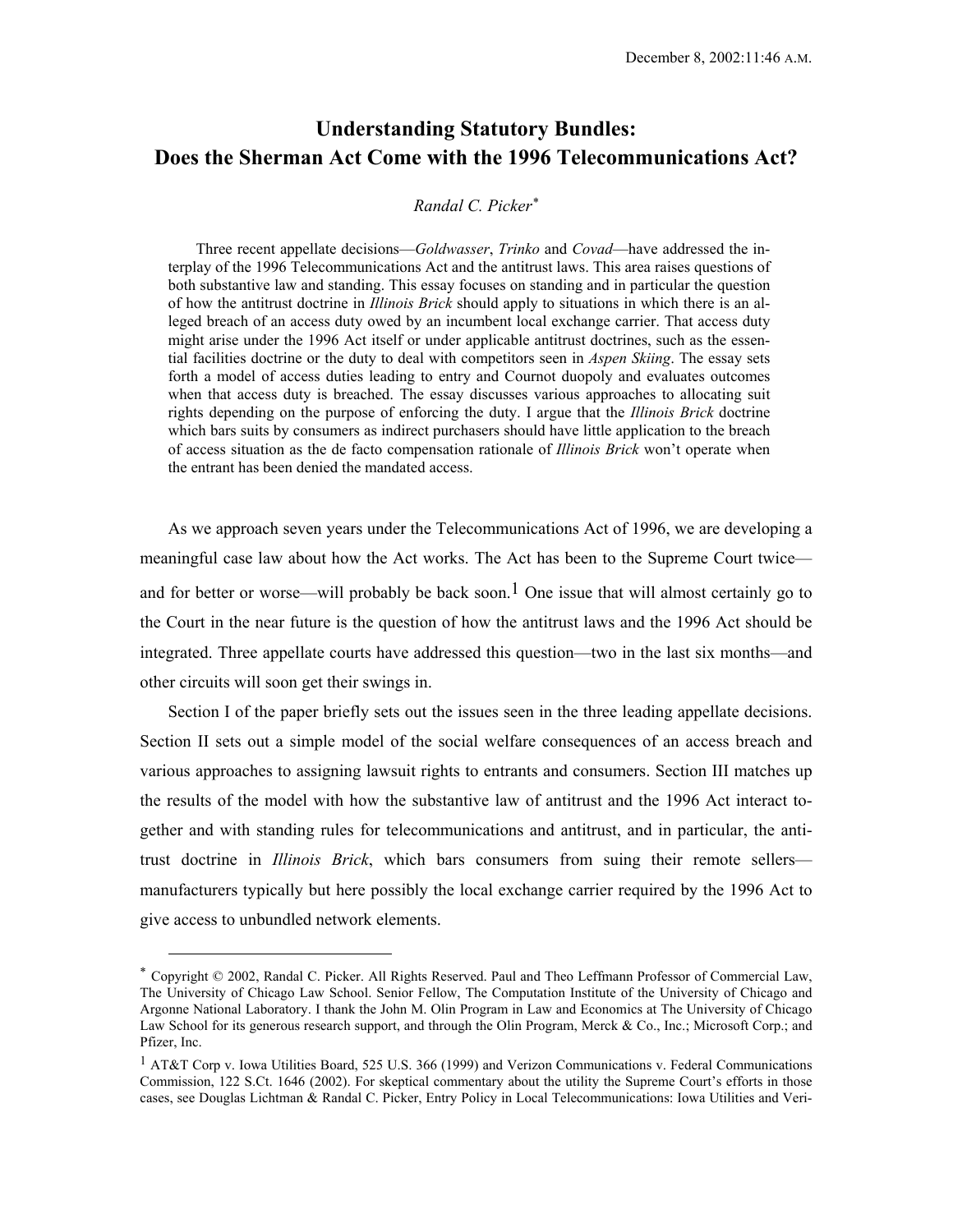# Understanding Statutory Bundles: Does the Sherman Act Come with the 1996 Telecommunications Act?

*Randal C. Picker*[*]

Three recent appellate decisions—*Goldwasser*, *Trinko* and *Covad*—have addressed the interplay of the 1996 Telecommunications Act and the antitrust laws. This area raises questions of both substantive law and standing. This essay focuses on standing and in particular the question of how the antitrust doctrine in *Illinois Brick* should apply to situations in which there is an alleged breach of an access duty owed by an incumbent local exchange carrier. That access duty might arise under the 1996 Act itself or under applicable antitrust doctrines, such as the essential facilities doctrine or the duty to deal with competitors seen in *Aspen Skiing*. The essay sets forth a model of access duties leading to entry and Cournot duopoly and evaluates outcomes when that access duty is breached. The essay discusses various approaches to allocating suit rights depending on the purpose of enforcing the duty. I argue that the *Illinois Brick* doctrine which bars suits by consumers as indirect purchasers should have little application to the breach of access situation as the de facto compensation rationale of *Illinois Brick* won't operate when the entrant has been denied the mandated access.

As we approach seven years under the Telecommunications Act of 1996, we are developing a meaningful case law about how the Act works. The Act has been to the Supreme Court twice—and for better or worse—will probably be back soon.[1] One issue that will almost certainly go to the Court in the near future is the question of how the antitrust laws and the 1996 Act should be integrated. Three appellate courts have addressed this question—two in the last six months—and other circuits will soon get their swings in.

Section I of the paper briefly sets out the issues seen in the three leading appellate decisions. Section II sets out a simple model of the social welfare consequences of an access breach and various approaches to assigning lawsuit rights to entrants and consumers. Section III matches up the results of the model with how the substantive law of antitrust and the 1996 Act interact together and with standing rules for telecommunications and antitrust, and in particular, the antitrust doctrine in *Illinois Brick*, which bars consumers from suing their remote sellers—manufacturers typically but here possibly the local exchange carrier required by the 1996 Act to give access to unbundled network elements.

---

[*] Copyright © 2002, Randal C. Picker. All Rights Reserved. Paul and Theo Leffmann Professor of Commercial Law, The University of Chicago Law School. Senior Fellow, The Computation Institute of the University of Chicago and Argonne National Laboratory. I thank the John M. Olin Program in Law and Economics at The University of Chicago Law School for its generous research support, and through the Olin Program, Merck & Co., Inc.; Microsoft Corp.; and Pfizer, Inc.

[1] AT&T Corp v. Iowa Utilities Board, 525 U.S. 366 (1999) and Verizon Communications v. Federal Communications Commission, 122 S.Ct. 1646 (2002). For skeptical commentary about the utility the Supreme Court's efforts in those cases, see Douglas Lichtman & Randal C. Picker, Entry Policy in Local Telecommunications: Iowa Utilities and Veri-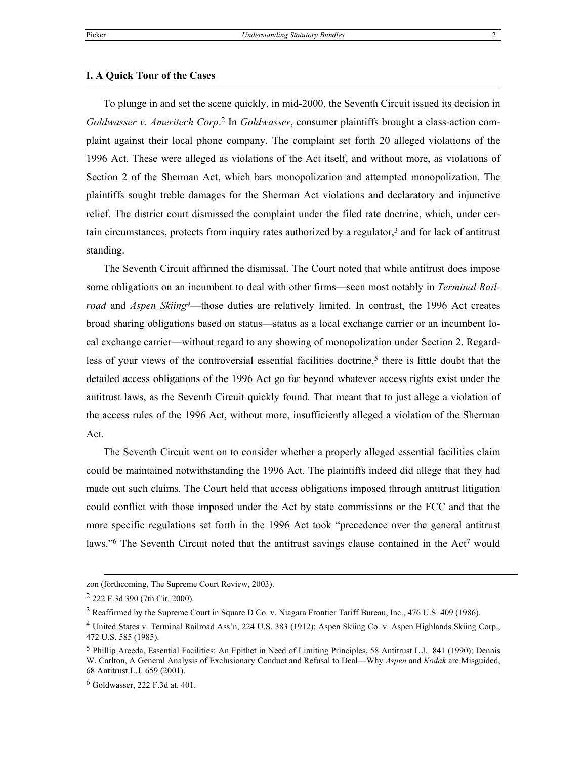## I. A Quick Tour of the Cases

To plunge in and set the scene quickly, in mid-2000, the Seventh Circuit issued its decision in *Goldwasser v. Ameritech Corp*.[2] In *Goldwasser*, consumer plaintiffs brought a class-action complaint against their local phone company. The complaint set forth 20 alleged violations of the 1996 Act. These were alleged as violations of the Act itself, and without more, as violations of Section 2 of the Sherman Act, which bars monopolization and attempted monopolization. The plaintiffs sought treble damages for the Sherman Act violations and declaratory and injunctive relief. The district court dismissed the complaint under the filed rate doctrine, which, under certain circumstances, protects from inquiry rates authorized by a regulator,[3] and for lack of antitrust standing.

The Seventh Circuit affirmed the dismissal. The Court noted that while antitrust does impose some obligations on an incumbent to deal with other firms—seen most notably in *Terminal Railroad* and *Aspen Skiing*[4]—those duties are relatively limited. In contrast, the 1996 Act creates broad sharing obligations based on status—status as a local exchange carrier or an incumbent local exchange carrier—without regard to any showing of monopolization under Section 2. Regardless of your views of the controversial essential facilities doctrine,[5] there is little doubt that the detailed access obligations of the 1996 Act go far beyond whatever access rights exist under the antitrust laws, as the Seventh Circuit quickly found. That meant that to just allege a violation of the access rules of the 1996 Act, without more, insufficiently alleged a violation of the Sherman Act.

The Seventh Circuit went on to consider whether a properly alleged essential facilities claim could be maintained notwithstanding the 1996 Act. The plaintiffs indeed did allege that they had made out such claims. The Court held that access obligations imposed through antitrust litigation could conflict with those imposed under the Act by state commissions or the FCC and that the more specific regulations set forth in the 1996 Act took "precedence over the general antitrust laws."[6] The Seventh Circuit noted that the antitrust savings clause contained in the Act[7] would

---

zon (forthcoming, The Supreme Court Review, 2003).

[2] 222 F.3d 390 (7th Cir. 2000).

[3] Reaffirmed by the Supreme Court in Square D Co. v. Niagara Frontier Tariff Bureau, Inc., 476 U.S. 409 (1986).

[4] United States v. Terminal Railroad Ass'n, 224 U.S. 383 (1912); Aspen Skiing Co. v. Aspen Highlands Skiing Corp., 472 U.S. 585 (1985).

[5] Phillip Areeda, Essential Facilities: An Epithet in Need of Limiting Principles, 58 Antitrust L.J. 841 (1990); Dennis W. Carlton, A General Analysis of Exclusionary Conduct and Refusal to Deal—Why *Aspen* and *Kodak* are Misguided, 68 Antitrust L.J. 659 (2001).

[6] Goldwasser, 222 F.3d at. 401.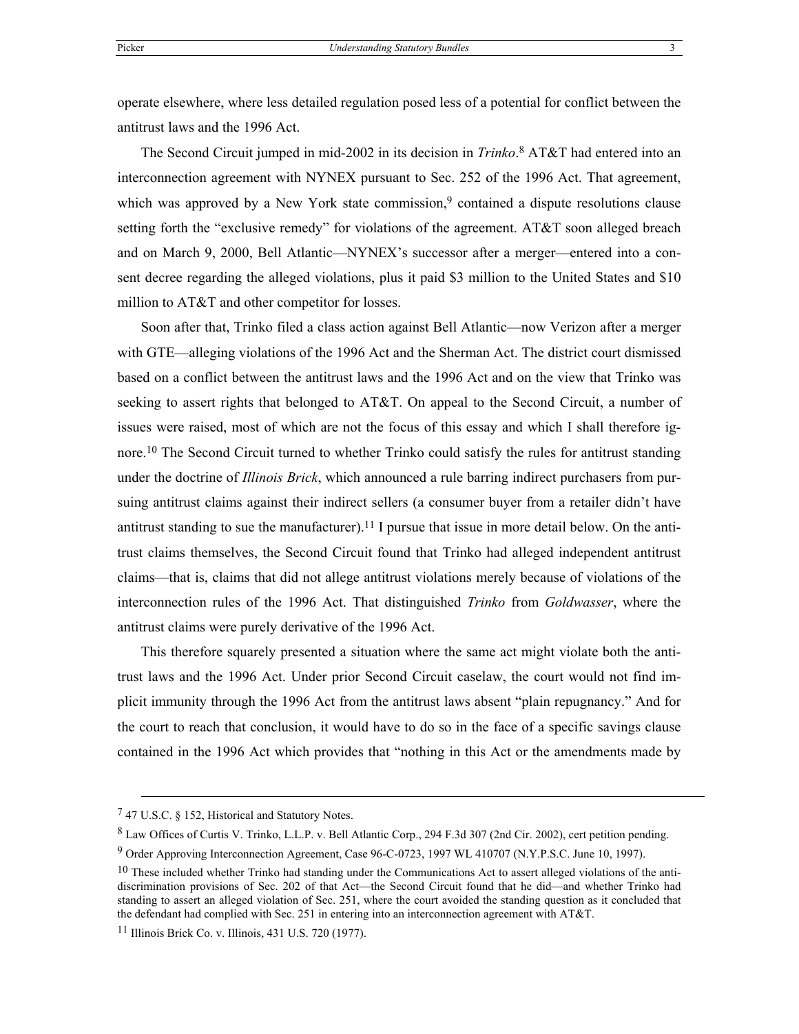operate elsewhere, where less detailed regulation posed less of a potential for conflict between the antitrust laws and the 1996 Act.

The Second Circuit jumped in mid-2002 in its decision in *Trinko*.[8] AT&T had entered into an interconnection agreement with NYNEX pursuant to Sec. 252 of the 1996 Act. That agreement, which was approved by a New York state commission,[9] contained a dispute resolutions clause setting forth the "exclusive remedy" for violations of the agreement. AT&T soon alleged breach and on March 9, 2000, Bell Atlantic—NYNEX's successor after a merger—entered into a consent decree regarding the alleged violations, plus it paid $3 million to the United States and $10 million to AT&T and other competitor for losses.

Soon after that, Trinko filed a class action against Bell Atlantic—now Verizon after a merger with GTE—alleging violations of the 1996 Act and the Sherman Act. The district court dismissed based on a conflict between the antitrust laws and the 1996 Act and on the view that Trinko was seeking to assert rights that belonged to AT&T. On appeal to the Second Circuit, a number of issues were raised, most of which are not the focus of this essay and which I shall therefore ignore.[10] The Second Circuit turned to whether Trinko could satisfy the rules for antitrust standing under the doctrine of *Illinois Brick*, which announced a rule barring indirect purchasers from pursuing antitrust claims against their indirect sellers (a consumer buyer from a retailer didn't have antitrust standing to sue the manufacturer).[11] I pursue that issue in more detail below. On the antitrust claims themselves, the Second Circuit found that Trinko had alleged independent antitrust claims—that is, claims that did not allege antitrust violations merely because of violations of the interconnection rules of the 1996 Act. That distinguished *Trinko* from *Goldwasser*, where the antitrust claims were purely derivative of the 1996 Act.

This therefore squarely presented a situation where the same act might violate both the antitrust laws and the 1996 Act. Under prior Second Circuit caselaw, the court would not find implicit immunity through the 1996 Act from the antitrust laws absent "plain repugnancy." And for the court to reach that conclusion, it would have to do so in the face of a specific savings clause contained in the 1996 Act which provides that "nothing in this Act or the amendments made by

---

[7] 47 U.S.C. § 152, Historical and Statutory Notes.

[8] Law Offices of Curtis V. Trinko, L.L.P. v. Bell Atlantic Corp., 294 F.3d 307 (2nd Cir. 2002), cert petition pending.

[9] Order Approving Interconnection Agreement, Case 96-C-0723, 1997 WL 410707 (N.Y.P.S.C. June 10, 1997).

[10] These included whether Trinko had standing under the Communications Act to assert alleged violations of the anti-discrimination provisions of Sec. 202 of that Act—the Second Circuit found that he did—and whether Trinko had standing to assert an alleged violation of Sec. 251, where the court avoided the standing question as it concluded that the defendant had complied with Sec. 251 in entering into an interconnection agreement with AT&T.

[11] Illinois Brick Co. v. Illinois, 431 U.S. 720 (1977).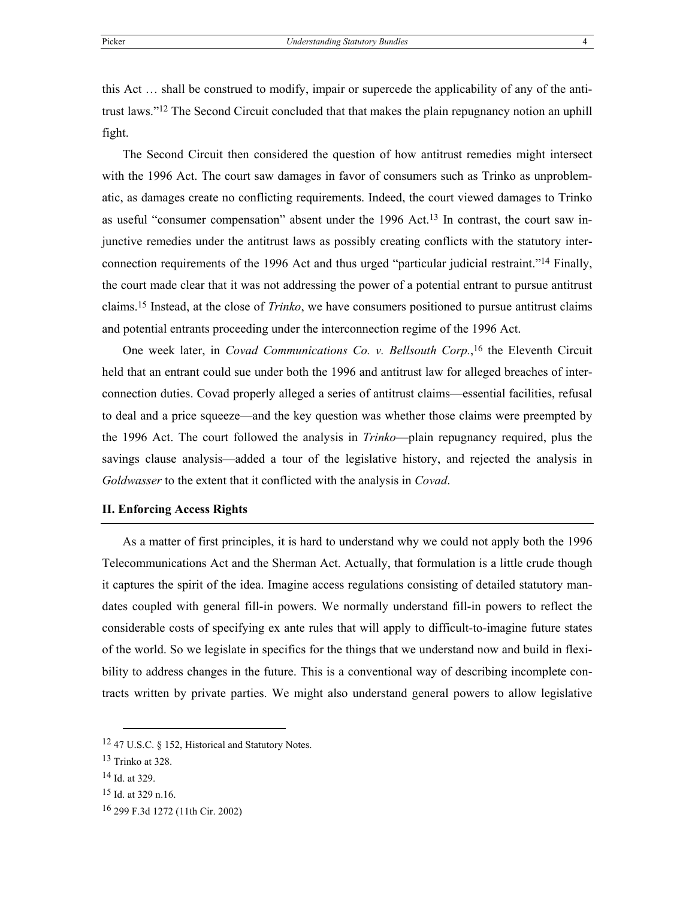this Act … shall be construed to modify, impair or supercede the applicability of any of the antitrust laws."[12] The Second Circuit concluded that that makes the plain repugnancy notion an uphill fight.

The Second Circuit then considered the question of how antitrust remedies might intersect with the 1996 Act. The court saw damages in favor of consumers such as Trinko as unproblematic, as damages create no conflicting requirements. Indeed, the court viewed damages to Trinko as useful "consumer compensation" absent under the 1996 Act.[13] In contrast, the court saw injunctive remedies under the antitrust laws as possibly creating conflicts with the statutory interconnection requirements of the 1996 Act and thus urged "particular judicial restraint."[14] Finally, the court made clear that it was not addressing the power of a potential entrant to pursue antitrust claims.[15] Instead, at the close of *Trinko*, we have consumers positioned to pursue antitrust claims and potential entrants proceeding under the interconnection regime of the 1996 Act.

One week later, in *Covad Communications Co. v. Bellsouth Corp.*,[16] the Eleventh Circuit held that an entrant could sue under both the 1996 and antitrust law for alleged breaches of interconnection duties. Covad properly alleged a series of antitrust claims—essential facilities, refusal to deal and a price squeeze—and the key question was whether those claims were preempted by the 1996 Act. The court followed the analysis in *Trinko*—plain repugnancy required, plus the savings clause analysis—added a tour of the legislative history, and rejected the analysis in *Goldwasser* to the extent that it conflicted with the analysis in *Covad*.

## II. Enforcing Access Rights

As a matter of first principles, it is hard to understand why we could not apply both the 1996 Telecommunications Act and the Sherman Act. Actually, that formulation is a little crude though it captures the spirit of the idea. Imagine access regulations consisting of detailed statutory mandates coupled with general fill-in powers. We normally understand fill-in powers to reflect the considerable costs of specifying ex ante rules that will apply to difficult-to-imagine future states of the world. So we legislate in specifics for the things that we understand now and build in flexibility to address changes in the future. This is a conventional way of describing incomplete contracts written by private parties. We might also understand general powers to allow legislative

---

[12] 47 U.S.C. § 152, Historical and Statutory Notes.

[13] Trinko at 328.

[14] Id. at 329.

[15] Id. at 329 n.16.

[16] 299 F.3d 1272 (11th Cir. 2002)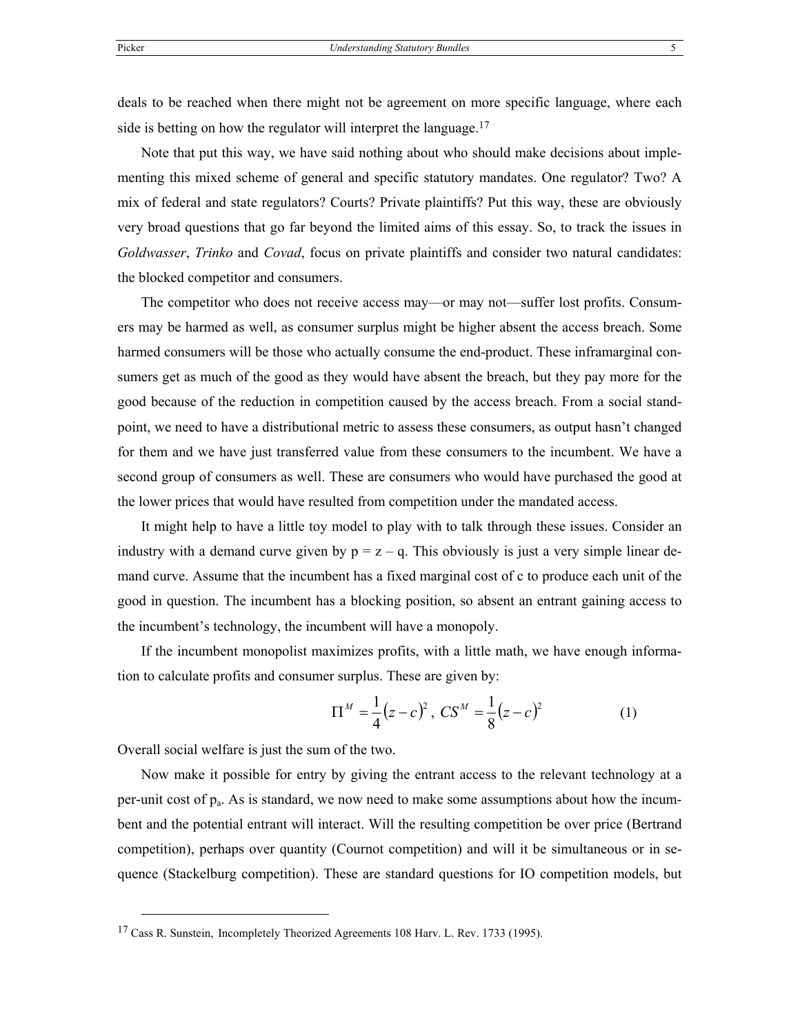deals to be reached when there might not be agreement on more specific language, where each side is betting on how the regulator will interpret the language.[17]

Note that put this way, we have said nothing about who should make decisions about implementing this mixed scheme of general and specific statutory mandates. One regulator? Two? A mix of federal and state regulators? Courts? Private plaintiffs? Put this way, these are obviously very broad questions that go far beyond the limited aims of this essay. So, to track the issues in *Goldwasser*, *Trinko* and *Covad*, focus on private plaintiffs and consider two natural candidates: the blocked competitor and consumers.

The competitor who does not receive access may—or may not—suffer lost profits. Consumers may be harmed as well, as consumer surplus might be higher absent the access breach. Some harmed consumers will be those who actually consume the end-product. These inframarginal consumers get as much of the good as they would have absent the breach, but they pay more for the good because of the reduction in competition caused by the access breach. From a social standpoint, we need to have a distributional metric to assess these consumers, as output hasn't changed for them and we have just transferred value from these consumers to the incumbent. We have a second group of consumers as well. These are consumers who would have purchased the good at the lower prices that would have resulted from competition under the mandated access.

It might help to have a little toy model to play with to talk through these issues. Consider an industry with a demand curve given by $p = z - q$. This obviously is just a very simple linear demand curve. Assume that the incumbent has a fixed marginal cost of c to produce each unit of the good in question. The incumbent has a blocking position, so absent an entrant gaining access to the incumbent's technology, the incumbent will have a monopoly.

If the incumbent monopolist maximizes profits, with a little math, we have enough information to calculate profits and consumer surplus. These are given by:

$$\Pi^M = \frac{1}{4}(z-c)^2,\ CS^M = \frac{1}{8}(z-c)^2 \qquad (1)$$

Overall social welfare is just the sum of the two.

Now make it possible for entry by giving the entrant access to the relevant technology at a per-unit cost of $p_a$. As is standard, we now need to make some assumptions about how the incumbent and the potential entrant will interact. Will the resulting competition be over price (Bertrand competition), perhaps over quantity (Cournot competition) and will it be simultaneous or in sequence (Stackelburg competition). These are standard questions for IO competition models, but

[17] Cass R. Sunstein, Incompletely Theorized Agreements 108 Harv. L. Rev. 1733 (1995).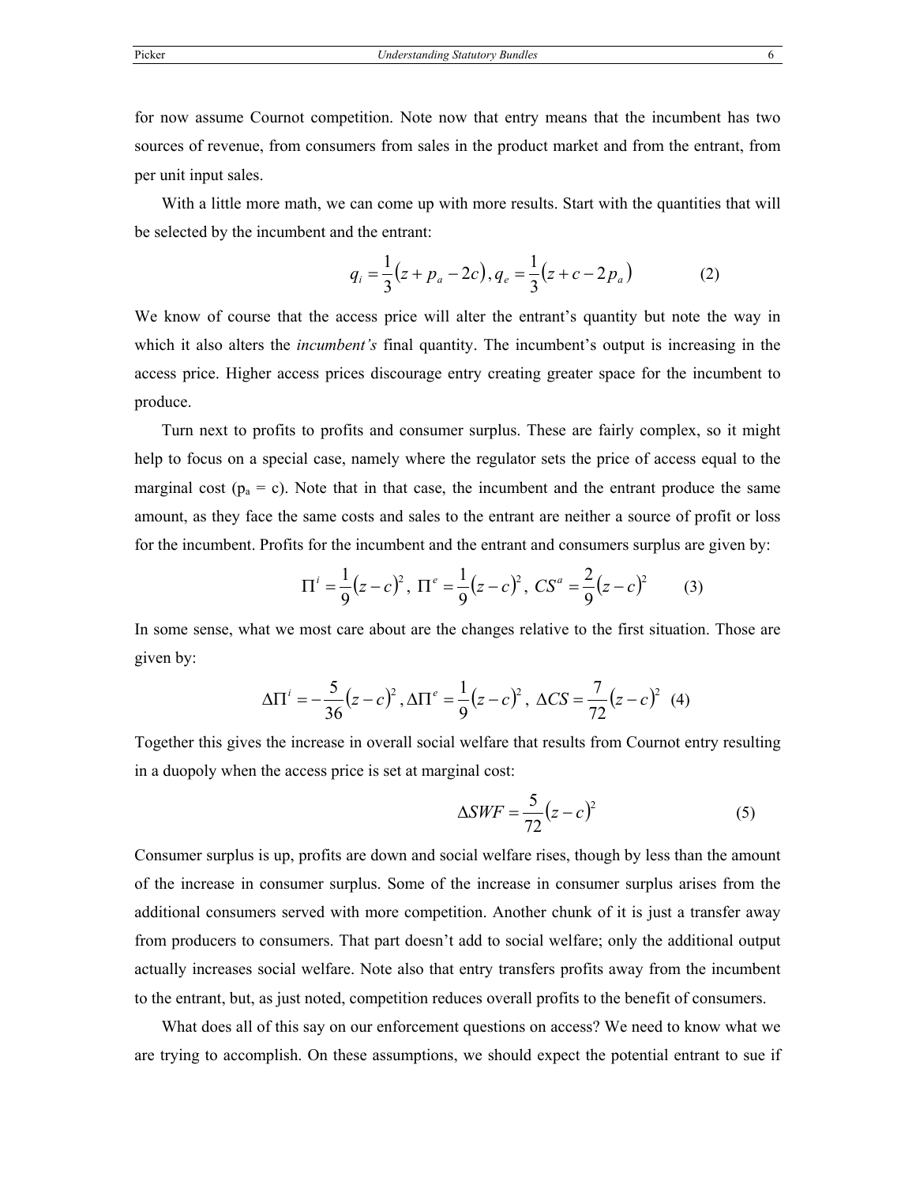for now assume Cournot competition. Note now that entry means that the incumbent has two sources of revenue, from consumers from sales in the product market and from the entrant, from per unit input sales.

With a little more math, we can come up with more results. Start with the quantities that will be selected by the incumbent and the entrant:

$$q_i = \frac{1}{3}(z + p_a - 2c), q_e = \frac{1}{3}(z + c - 2p_a) \quad (2)$$

We know of course that the access price will alter the entrant's quantity but note the way in which it also alters the *incumbent's* final quantity. The incumbent's output is increasing in the access price. Higher access prices discourage entry creating greater space for the incumbent to produce.

Turn next to profits to profits and consumer surplus. These are fairly complex, so it might help to focus on a special case, namely where the regulator sets the price of access equal to the marginal cost ($p_a = c$). Note that in that case, the incumbent and the entrant produce the same amount, as they face the same costs and sales to the entrant are neither a source of profit or loss for the incumbent. Profits for the incumbent and the entrant and consumers surplus are given by:

$$\Pi^i = \frac{1}{9}(z-c)^2, \ \Pi^e = \frac{1}{9}(z-c)^2, \ CS^a = \frac{2}{9}(z-c)^2 \quad (3)$$

In some sense, what we most care about are the changes relative to the first situation. Those are given by:

$$\Delta\Pi^i = -\frac{5}{36}(z-c)^2, \Delta\Pi^e = \frac{1}{9}(z-c)^2, \ \Delta CS = \frac{7}{72}(z-c)^2 \quad (4)$$

Together this gives the increase in overall social welfare that results from Cournot entry resulting in a duopoly when the access price is set at marginal cost:

$$\Delta SWF = \frac{5}{72}(z-c)^2 \quad (5)$$

Consumer surplus is up, profits are down and social welfare rises, though by less than the amount of the increase in consumer surplus. Some of the increase in consumer surplus arises from the additional consumers served with more competition. Another chunk of it is just a transfer away from producers to consumers. That part doesn't add to social welfare; only the additional output actually increases social welfare. Note also that entry transfers profits away from the incumbent to the entrant, but, as just noted, competition reduces overall profits to the benefit of consumers.

What does all of this say on our enforcement questions on access? We need to know what we are trying to accomplish. On these assumptions, we should expect the potential entrant to sue if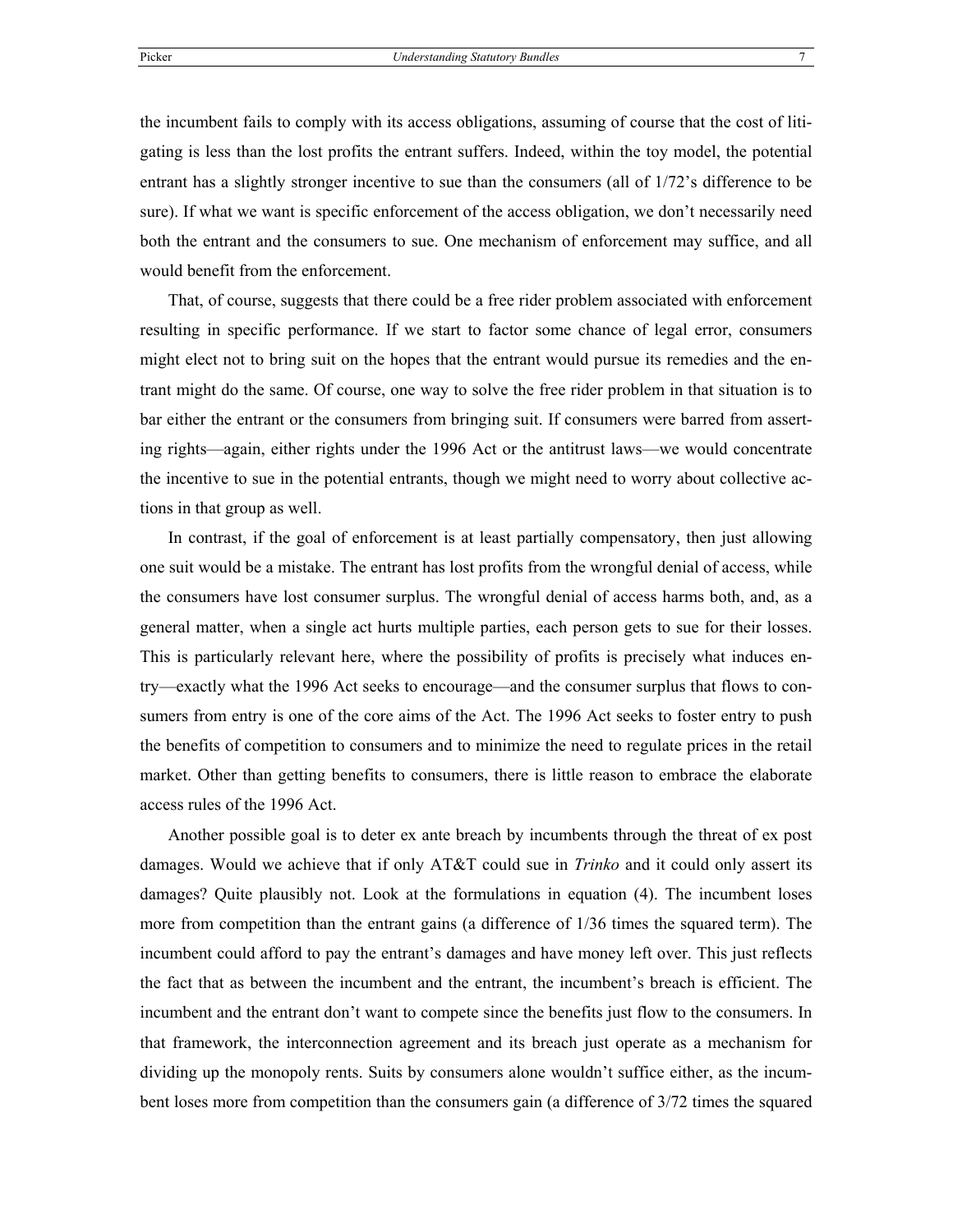the incumbent fails to comply with its access obligations, assuming of course that the cost of litigating is less than the lost profits the entrant suffers. Indeed, within the toy model, the potential entrant has a slightly stronger incentive to sue than the consumers (all of 1/72's difference to be sure). If what we want is specific enforcement of the access obligation, we don't necessarily need both the entrant and the consumers to sue. One mechanism of enforcement may suffice, and all would benefit from the enforcement.

That, of course, suggests that there could be a free rider problem associated with enforcement resulting in specific performance. If we start to factor some chance of legal error, consumers might elect not to bring suit on the hopes that the entrant would pursue its remedies and the entrant might do the same. Of course, one way to solve the free rider problem in that situation is to bar either the entrant or the consumers from bringing suit. If consumers were barred from asserting rights—again, either rights under the 1996 Act or the antitrust laws—we would concentrate the incentive to sue in the potential entrants, though we might need to worry about collective actions in that group as well.

In contrast, if the goal of enforcement is at least partially compensatory, then just allowing one suit would be a mistake. The entrant has lost profits from the wrongful denial of access, while the consumers have lost consumer surplus. The wrongful denial of access harms both, and, as a general matter, when a single act hurts multiple parties, each person gets to sue for their losses. This is particularly relevant here, where the possibility of profits is precisely what induces entry—exactly what the 1996 Act seeks to encourage—and the consumer surplus that flows to consumers from entry is one of the core aims of the Act. The 1996 Act seeks to foster entry to push the benefits of competition to consumers and to minimize the need to regulate prices in the retail market. Other than getting benefits to consumers, there is little reason to embrace the elaborate access rules of the 1996 Act.

Another possible goal is to deter ex ante breach by incumbents through the threat of ex post damages. Would we achieve that if only AT&T could sue in *Trinko* and it could only assert its damages? Quite plausibly not. Look at the formulations in equation (4). The incumbent loses more from competition than the entrant gains (a difference of 1/36 times the squared term). The incumbent could afford to pay the entrant's damages and have money left over. This just reflects the fact that as between the incumbent and the entrant, the incumbent's breach is efficient. The incumbent and the entrant don't want to compete since the benefits just flow to the consumers. In that framework, the interconnection agreement and its breach just operate as a mechanism for dividing up the monopoly rents. Suits by consumers alone wouldn't suffice either, as the incumbent loses more from competition than the consumers gain (a difference of 3/72 times the squared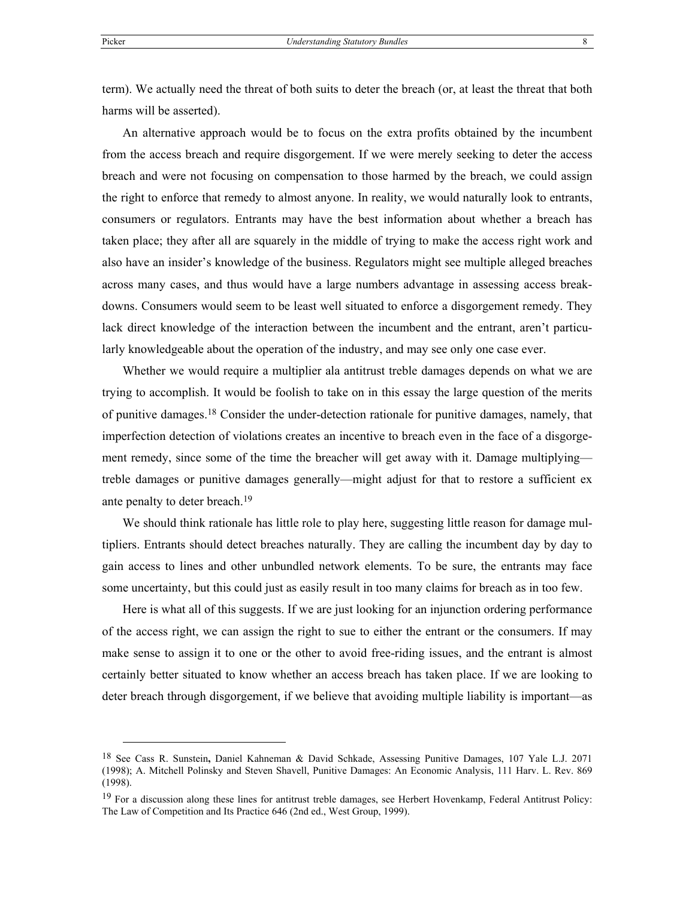term). We actually need the threat of both suits to deter the breach (or, at least the threat that both harms will be asserted).

An alternative approach would be to focus on the extra profits obtained by the incumbent from the access breach and require disgorgement. If we were merely seeking to deter the access breach and were not focusing on compensation to those harmed by the breach, we could assign the right to enforce that remedy to almost anyone. In reality, we would naturally look to entrants, consumers or regulators. Entrants may have the best information about whether a breach has taken place; they after all are squarely in the middle of trying to make the access right work and also have an insider's knowledge of the business. Regulators might see multiple alleged breaches across many cases, and thus would have a large numbers advantage in assessing access breakdowns. Consumers would seem to be least well situated to enforce a disgorgement remedy. They lack direct knowledge of the interaction between the incumbent and the entrant, aren't particularly knowledgeable about the operation of the industry, and may see only one case ever.

Whether we would require a multiplier ala antitrust treble damages depends on what we are trying to accomplish. It would be foolish to take on in this essay the large question of the merits of punitive damages.[18] Consider the under-detection rationale for punitive damages, namely, that imperfection detection of violations creates an incentive to breach even in the face of a disgorgement remedy, since some of the time the breacher will get away with it. Damage multiplying—treble damages or punitive damages generally—might adjust for that to restore a sufficient ex ante penalty to deter breach.[19]

We should think rationale has little role to play here, suggesting little reason for damage multipliers. Entrants should detect breaches naturally. They are calling the incumbent day by day to gain access to lines and other unbundled network elements. To be sure, the entrants may face some uncertainty, but this could just as easily result in too many claims for breach as in too few.

Here is what all of this suggests. If we are just looking for an injunction ordering performance of the access right, we can assign the right to sue to either the entrant or the consumers. If may make sense to assign it to one or the other to avoid free-riding issues, and the entrant is almost certainly better situated to know whether an access breach has taken place. If we are looking to deter breach through disgorgement, if we believe that avoiding multiple liability is important—as

---

[18] See Cass R. Sunstein**,** Daniel Kahneman & David Schkade, Assessing Punitive Damages, 107 Yale L.J. 2071 (1998); A. Mitchell Polinsky and Steven Shavell, Punitive Damages: An Economic Analysis, 111 Harv. L. Rev. 869 (1998).

[19] For a discussion along these lines for antitrust treble damages, see Herbert Hovenkamp, Federal Antitrust Policy: The Law of Competition and Its Practice 646 (2nd ed., West Group, 1999).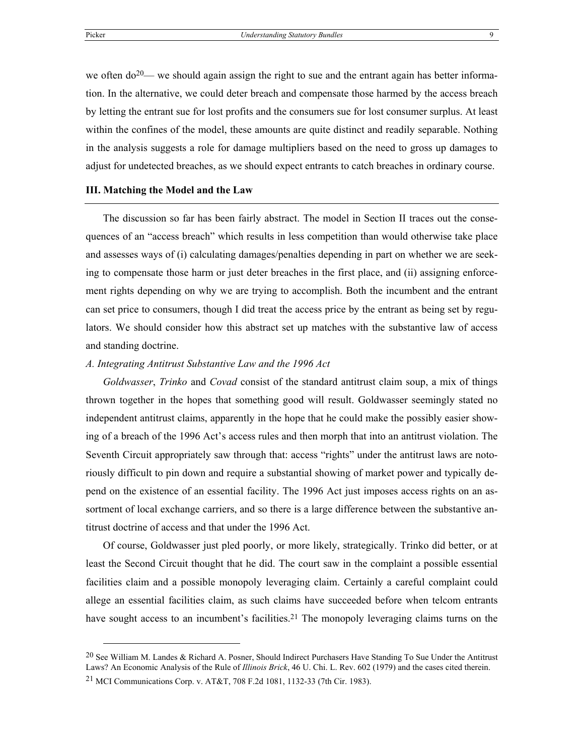we often do[20]— we should again assign the right to sue and the entrant again has better information. In the alternative, we could deter breach and compensate those harmed by the access breach by letting the entrant sue for lost profits and the consumers sue for lost consumer surplus. At least within the confines of the model, these amounts are quite distinct and readily separable. Nothing in the analysis suggests a role for damage multipliers based on the need to gross up damages to adjust for undetected breaches, as we should expect entrants to catch breaches in ordinary course.

### III. Matching the Model and the Law

The discussion so far has been fairly abstract. The model in Section II traces out the consequences of an "access breach" which results in less competition than would otherwise take place and assesses ways of (i) calculating damages/penalties depending in part on whether we are seeking to compensate those harm or just deter breaches in the first place, and (ii) assigning enforcement rights depending on why we are trying to accomplish. Both the incumbent and the entrant can set price to consumers, though I did treat the access price by the entrant as being set by regulators. We should consider how this abstract set up matches with the substantive law of access and standing doctrine.

#### *A. Integrating Antitrust Substantive Law and the 1996 Act*

*Goldwasser*, *Trinko* and *Covad* consist of the standard antitrust claim soup, a mix of things thrown together in the hopes that something good will result. Goldwasser seemingly stated no independent antitrust claims, apparently in the hope that he could make the possibly easier showing of a breach of the 1996 Act's access rules and then morph that into an antitrust violation. The Seventh Circuit appropriately saw through that: access "rights" under the antitrust laws are notoriously difficult to pin down and require a substantial showing of market power and typically depend on the existence of an essential facility. The 1996 Act just imposes access rights on an assortment of local exchange carriers, and so there is a large difference between the substantive antitrust doctrine of access and that under the 1996 Act.

Of course, Goldwasser just pled poorly, or more likely, strategically. Trinko did better, or at least the Second Circuit thought that he did. The court saw in the complaint a possible essential facilities claim and a possible monopoly leveraging claim. Certainly a careful complaint could allege an essential facilities claim, as such claims have succeeded before when telcom entrants have sought access to an incumbent's facilities.[21] The monopoly leveraging claims turns on the

---

[20] See William M. Landes & Richard A. Posner, Should Indirect Purchasers Have Standing To Sue Under the Antitrust Laws? An Economic Analysis of the Rule of *Illinois Brick*, 46 U. Chi. L. Rev. 602 (1979) and the cases cited therein.

[21] MCI Communications Corp. v. AT&T, 708 F.2d 1081, 1132-33 (7th Cir. 1983).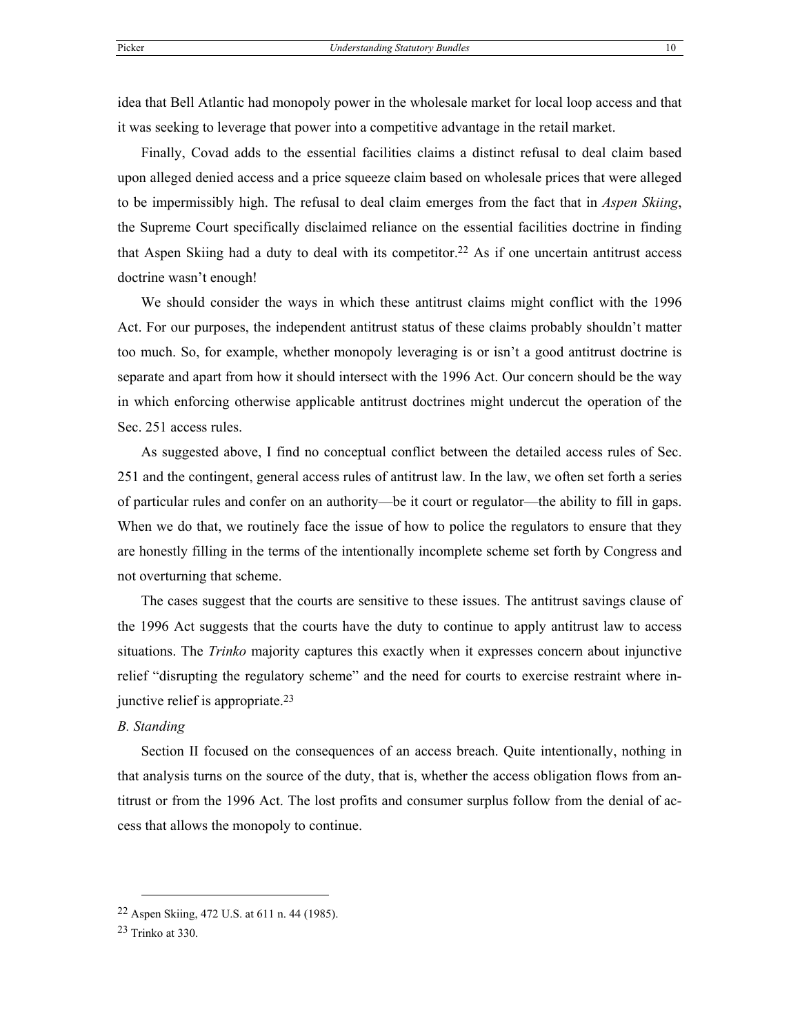idea that Bell Atlantic had monopoly power in the wholesale market for local loop access and that it was seeking to leverage that power into a competitive advantage in the retail market.

Finally, Covad adds to the essential facilities claims a distinct refusal to deal claim based upon alleged denied access and a price squeeze claim based on wholesale prices that were alleged to be impermissibly high. The refusal to deal claim emerges from the fact that in *Aspen Skiing*, the Supreme Court specifically disclaimed reliance on the essential facilities doctrine in finding that Aspen Skiing had a duty to deal with its competitor.[22] As if one uncertain antitrust access doctrine wasn't enough!

We should consider the ways in which these antitrust claims might conflict with the 1996 Act. For our purposes, the independent antitrust status of these claims probably shouldn't matter too much. So, for example, whether monopoly leveraging is or isn't a good antitrust doctrine is separate and apart from how it should intersect with the 1996 Act. Our concern should be the way in which enforcing otherwise applicable antitrust doctrines might undercut the operation of the Sec. 251 access rules.

As suggested above, I find no conceptual conflict between the detailed access rules of Sec. 251 and the contingent, general access rules of antitrust law. In the law, we often set forth a series of particular rules and confer on an authority—be it court or regulator—the ability to fill in gaps. When we do that, we routinely face the issue of how to police the regulators to ensure that they are honestly filling in the terms of the intentionally incomplete scheme set forth by Congress and not overturning that scheme.

The cases suggest that the courts are sensitive to these issues. The antitrust savings clause of the 1996 Act suggests that the courts have the duty to continue to apply antitrust law to access situations. The *Trinko* majority captures this exactly when it expresses concern about injunctive relief "disrupting the regulatory scheme" and the need for courts to exercise restraint where injunctive relief is appropriate.[23]

*B. Standing*

Section II focused on the consequences of an access breach. Quite intentionally, nothing in that analysis turns on the source of the duty, that is, whether the access obligation flows from antitrust or from the 1996 Act. The lost profits and consumer surplus follow from the denial of access that allows the monopoly to continue.

---

[22] Aspen Skiing, 472 U.S. at 611 n. 44 (1985).

[23] Trinko at 330.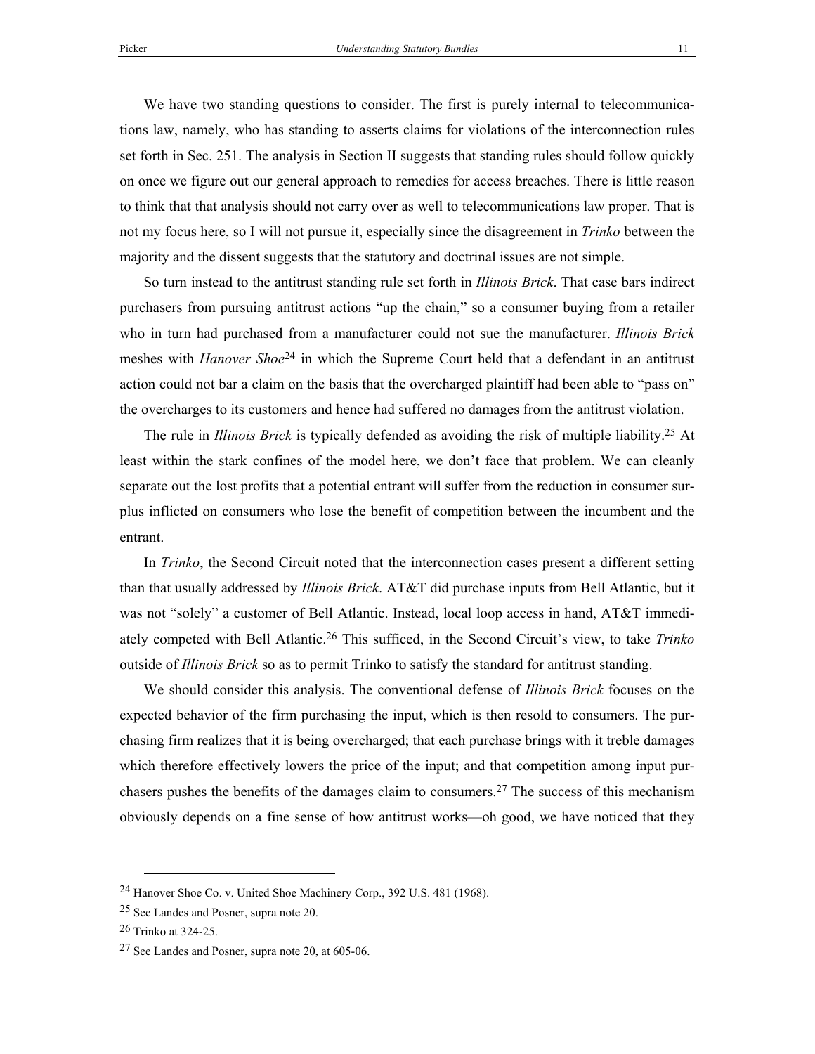We have two standing questions to consider. The first is purely internal to telecommunications law, namely, who has standing to asserts claims for violations of the interconnection rules set forth in Sec. 251. The analysis in Section II suggests that standing rules should follow quickly on once we figure out our general approach to remedies for access breaches. There is little reason to think that that analysis should not carry over as well to telecommunications law proper. That is not my focus here, so I will not pursue it, especially since the disagreement in *Trinko* between the majority and the dissent suggests that the statutory and doctrinal issues are not simple.

So turn instead to the antitrust standing rule set forth in *Illinois Brick*. That case bars indirect purchasers from pursuing antitrust actions "up the chain," so a consumer buying from a retailer who in turn had purchased from a manufacturer could not sue the manufacturer. *Illinois Brick* meshes with *Hanover Shoe*[24] in which the Supreme Court held that a defendant in an antitrust action could not bar a claim on the basis that the overcharged plaintiff had been able to "pass on" the overcharges to its customers and hence had suffered no damages from the antitrust violation.

The rule in *Illinois Brick* is typically defended as avoiding the risk of multiple liability.[25] At least within the stark confines of the model here, we don't face that problem. We can cleanly separate out the lost profits that a potential entrant will suffer from the reduction in consumer surplus inflicted on consumers who lose the benefit of competition between the incumbent and the entrant.

In *Trinko*, the Second Circuit noted that the interconnection cases present a different setting than that usually addressed by *Illinois Brick*. AT&T did purchase inputs from Bell Atlantic, but it was not "solely" a customer of Bell Atlantic. Instead, local loop access in hand, AT&T immediately competed with Bell Atlantic.[26] This sufficed, in the Second Circuit's view, to take *Trinko* outside of *Illinois Brick* so as to permit Trinko to satisfy the standard for antitrust standing.

We should consider this analysis. The conventional defense of *Illinois Brick* focuses on the expected behavior of the firm purchasing the input, which is then resold to consumers. The purchasing firm realizes that it is being overcharged; that each purchase brings with it treble damages which therefore effectively lowers the price of the input; and that competition among input purchasers pushes the benefits of the damages claim to consumers.[27] The success of this mechanism obviously depends on a fine sense of how antitrust works—oh good, we have noticed that they

---

[24] Hanover Shoe Co. v. United Shoe Machinery Corp., 392 U.S. 481 (1968).

[25] See Landes and Posner, supra note 20.

[26] Trinko at 324-25.

[27] See Landes and Posner, supra note 20, at 605-06.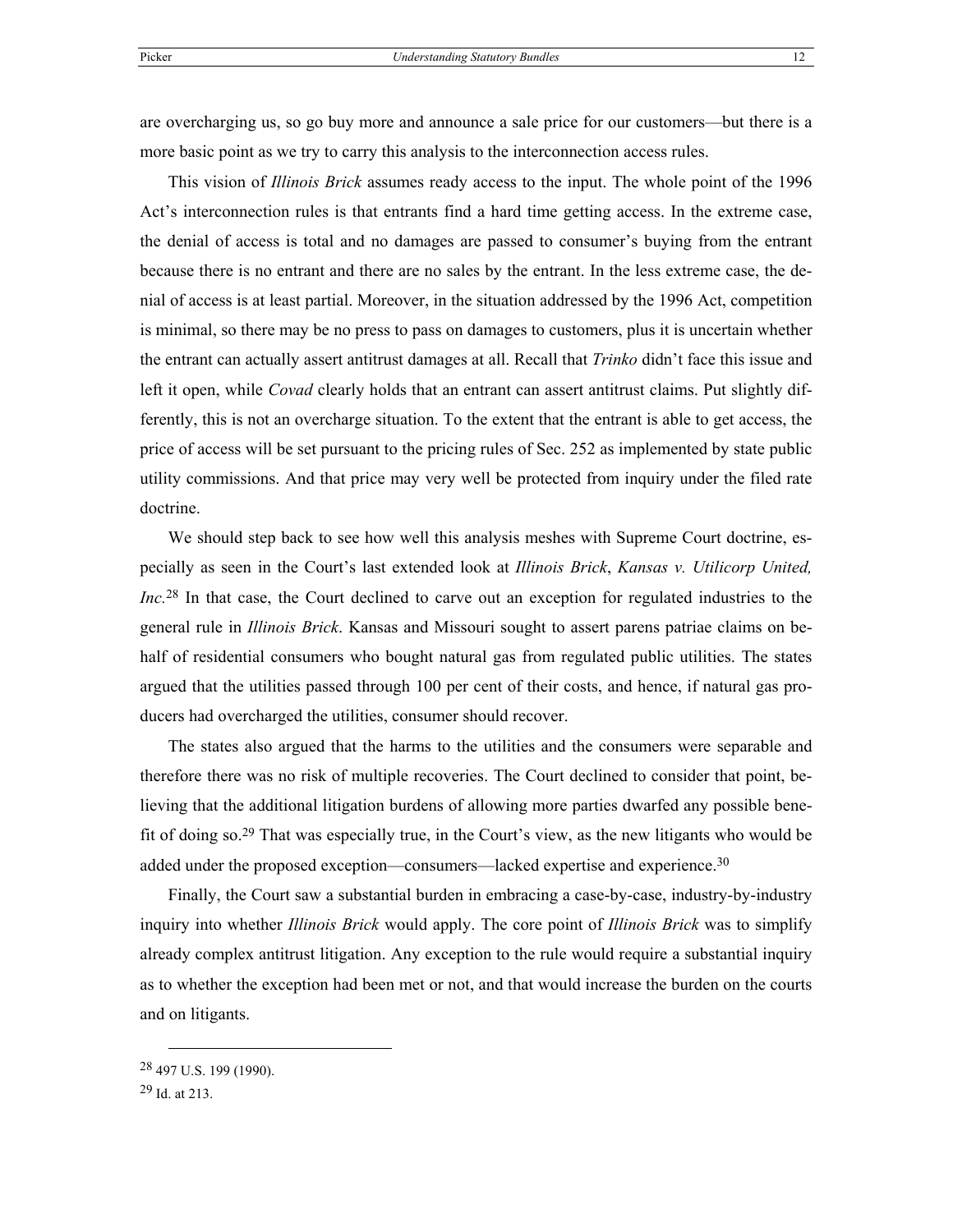are overcharging us, so go buy more and announce a sale price for our customers—but there is a more basic point as we try to carry this analysis to the interconnection access rules.

This vision of *Illinois Brick* assumes ready access to the input. The whole point of the 1996 Act's interconnection rules is that entrants find a hard time getting access. In the extreme case, the denial of access is total and no damages are passed to consumer's buying from the entrant because there is no entrant and there are no sales by the entrant. In the less extreme case, the denial of access is at least partial. Moreover, in the situation addressed by the 1996 Act, competition is minimal, so there may be no press to pass on damages to customers, plus it is uncertain whether the entrant can actually assert antitrust damages at all. Recall that *Trinko* didn't face this issue and left it open, while *Covad* clearly holds that an entrant can assert antitrust claims. Put slightly differently, this is not an overcharge situation. To the extent that the entrant is able to get access, the price of access will be set pursuant to the pricing rules of Sec. 252 as implemented by state public utility commissions. And that price may very well be protected from inquiry under the filed rate doctrine.

We should step back to see how well this analysis meshes with Supreme Court doctrine, especially as seen in the Court's last extended look at *Illinois Brick*, *Kansas v. Utilicorp United, Inc.*[28] In that case, the Court declined to carve out an exception for regulated industries to the general rule in *Illinois Brick*. Kansas and Missouri sought to assert parens patriae claims on behalf of residential consumers who bought natural gas from regulated public utilities. The states argued that the utilities passed through 100 per cent of their costs, and hence, if natural gas producers had overcharged the utilities, consumer should recover.

The states also argued that the harms to the utilities and the consumers were separable and therefore there was no risk of multiple recoveries. The Court declined to consider that point, believing that the additional litigation burdens of allowing more parties dwarfed any possible benefit of doing so.[29] That was especially true, in the Court's view, as the new litigants who would be added under the proposed exception—consumers—lacked expertise and experience.[30]

Finally, the Court saw a substantial burden in embracing a case-by-case, industry-by-industry inquiry into whether *Illinois Brick* would apply. The core point of *Illinois Brick* was to simplify already complex antitrust litigation. Any exception to the rule would require a substantial inquiry as to whether the exception had been met or not, and that would increase the burden on the courts and on litigants.

---

[28] 497 U.S. 199 (1990).

[29] Id. at 213.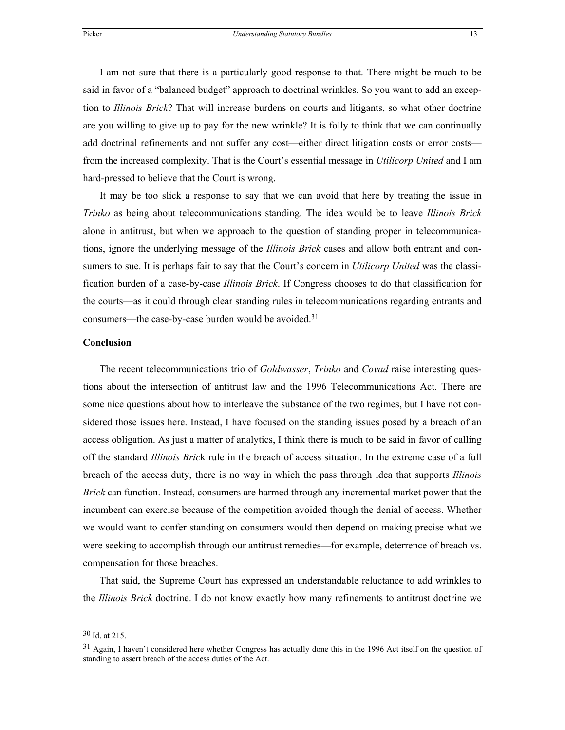I am not sure that there is a particularly good response to that. There might be much to be said in favor of a "balanced budget" approach to doctrinal wrinkles. So you want to add an exception to *Illinois Brick*? That will increase burdens on courts and litigants, so what other doctrine are you willing to give up to pay for the new wrinkle? It is folly to think that we can continually add doctrinal refinements and not suffer any cost—either direct litigation costs or error costs—from the increased complexity. That is the Court's essential message in *Utilicorp United* and I am hard-pressed to believe that the Court is wrong.

It may be too slick a response to say that we can avoid that here by treating the issue in *Trinko* as being about telecommunications standing. The idea would be to leave *Illinois Brick* alone in antitrust, but when we approach to the question of standing proper in telecommunications, ignore the underlying message of the *Illinois Brick* cases and allow both entrant and consumers to sue. It is perhaps fair to say that the Court's concern in *Utilicorp United* was the classification burden of a case-by-case *Illinois Brick*. If Congress chooses to do that classification for the courts—as it could through clear standing rules in telecommunications regarding entrants and consumers—the case-by-case burden would be avoided.[31]

## Conclusion

The recent telecommunications trio of *Goldwasser*, *Trinko* and *Covad* raise interesting questions about the intersection of antitrust law and the 1996 Telecommunications Act. There are some nice questions about how to interleave the substance of the two regimes, but I have not considered those issues here. Instead, I have focused on the standing issues posed by a breach of an access obligation. As just a matter of analytics, I think there is much to be said in favor of calling off the standard *Illinois Bric*k rule in the breach of access situation. In the extreme case of a full breach of the access duty, there is no way in which the pass through idea that supports *Illinois Brick* can function. Instead, consumers are harmed through any incremental market power that the incumbent can exercise because of the competition avoided though the denial of access. Whether we would want to confer standing on consumers would then depend on making precise what we were seeking to accomplish through our antitrust remedies—for example, deterrence of breach vs. compensation for those breaches.

That said, the Supreme Court has expressed an understandable reluctance to add wrinkles to the *Illinois Brick* doctrine. I do not know exactly how many refinements to antitrust doctrine we

---

[30] Id. at 215.

[31] Again, I haven't considered here whether Congress has actually done this in the 1996 Act itself on the question of standing to assert breach of the access duties of the Act.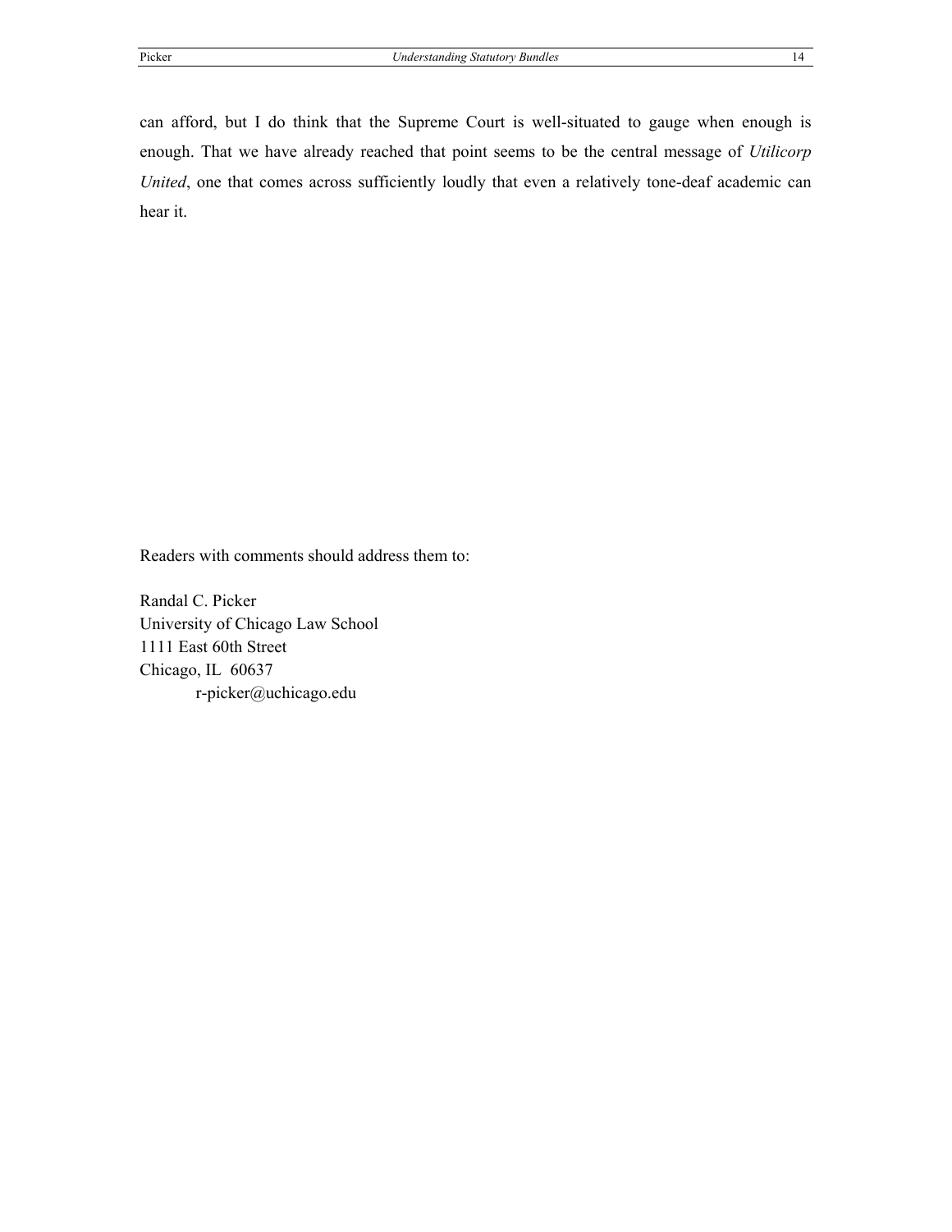can afford, but I do think that the Supreme Court is well-situated to gauge when enough is enough. That we have already reached that point seems to be the central message of *Utilicorp United*, one that comes across sufficiently loudly that even a relatively tone-deaf academic can hear it.

Readers with comments should address them to:

Randal C. Picker
University of Chicago Law School
1111 East 60th Street
Chicago, IL 60637
r-picker@uchicago.edu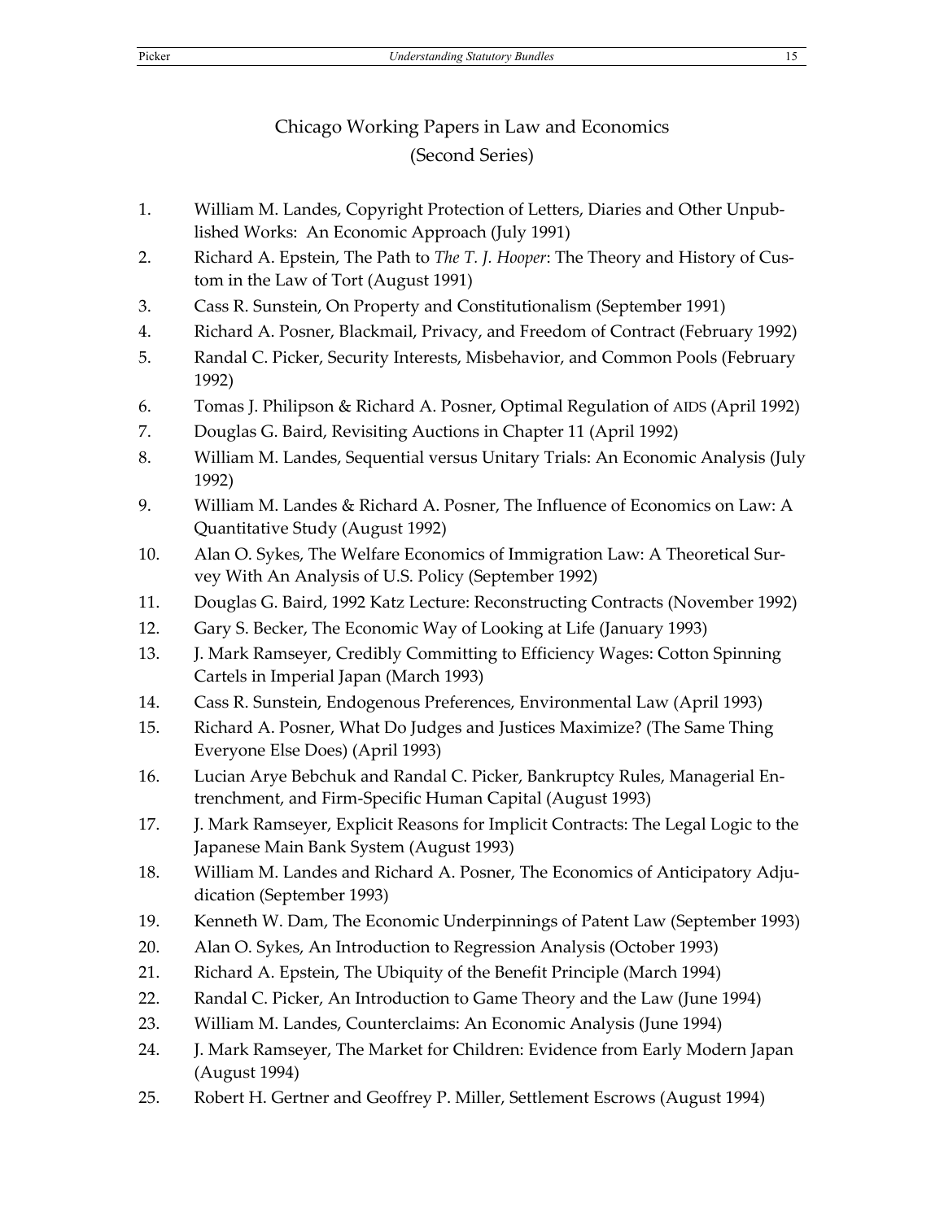# Chicago Working Papers in Law and Economics
## (Second Series)

1. William M. Landes, Copyright Protection of Letters, Diaries and Other Unpublished Works: An Economic Approach (July 1991)
2. Richard A. Epstein, The Path to *The T. J. Hooper*: The Theory and History of Custom in the Law of Tort (August 1991)
3. Cass R. Sunstein, On Property and Constitutionalism (September 1991)
4. Richard A. Posner, Blackmail, Privacy, and Freedom of Contract (February 1992)
5. Randal C. Picker, Security Interests, Misbehavior, and Common Pools (February 1992)
6. Tomas J. Philipson & Richard A. Posner, Optimal Regulation of AIDS (April 1992)
7. Douglas G. Baird, Revisiting Auctions in Chapter 11 (April 1992)
8. William M. Landes, Sequential versus Unitary Trials: An Economic Analysis (July 1992)
9. William M. Landes & Richard A. Posner, The Influence of Economics on Law: A Quantitative Study (August 1992)
10. Alan O. Sykes, The Welfare Economics of Immigration Law: A Theoretical Survey With An Analysis of U.S. Policy (September 1992)
11. Douglas G. Baird, 1992 Katz Lecture: Reconstructing Contracts (November 1992)
12. Gary S. Becker, The Economic Way of Looking at Life (January 1993)
13. J. Mark Ramseyer, Credibly Committing to Efficiency Wages: Cotton Spinning Cartels in Imperial Japan (March 1993)
14. Cass R. Sunstein, Endogenous Preferences, Environmental Law (April 1993)
15. Richard A. Posner, What Do Judges and Justices Maximize? (The Same Thing Everyone Else Does) (April 1993)
16. Lucian Arye Bebchuk and Randal C. Picker, Bankruptcy Rules, Managerial Entrenchment, and Firm-Specific Human Capital (August 1993)
17. J. Mark Ramseyer, Explicit Reasons for Implicit Contracts: The Legal Logic to the Japanese Main Bank System (August 1993)
18. William M. Landes and Richard A. Posner, The Economics of Anticipatory Adjudication (September 1993)
19. Kenneth W. Dam, The Economic Underpinnings of Patent Law (September 1993)
20. Alan O. Sykes, An Introduction to Regression Analysis (October 1993)
21. Richard A. Epstein, The Ubiquity of the Benefit Principle (March 1994)
22. Randal C. Picker, An Introduction to Game Theory and the Law (June 1994)
23. William M. Landes, Counterclaims: An Economic Analysis (June 1994)
24. J. Mark Ramseyer, The Market for Children: Evidence from Early Modern Japan (August 1994)
25. Robert H. Gertner and Geoffrey P. Miller, Settlement Escrows (August 1994)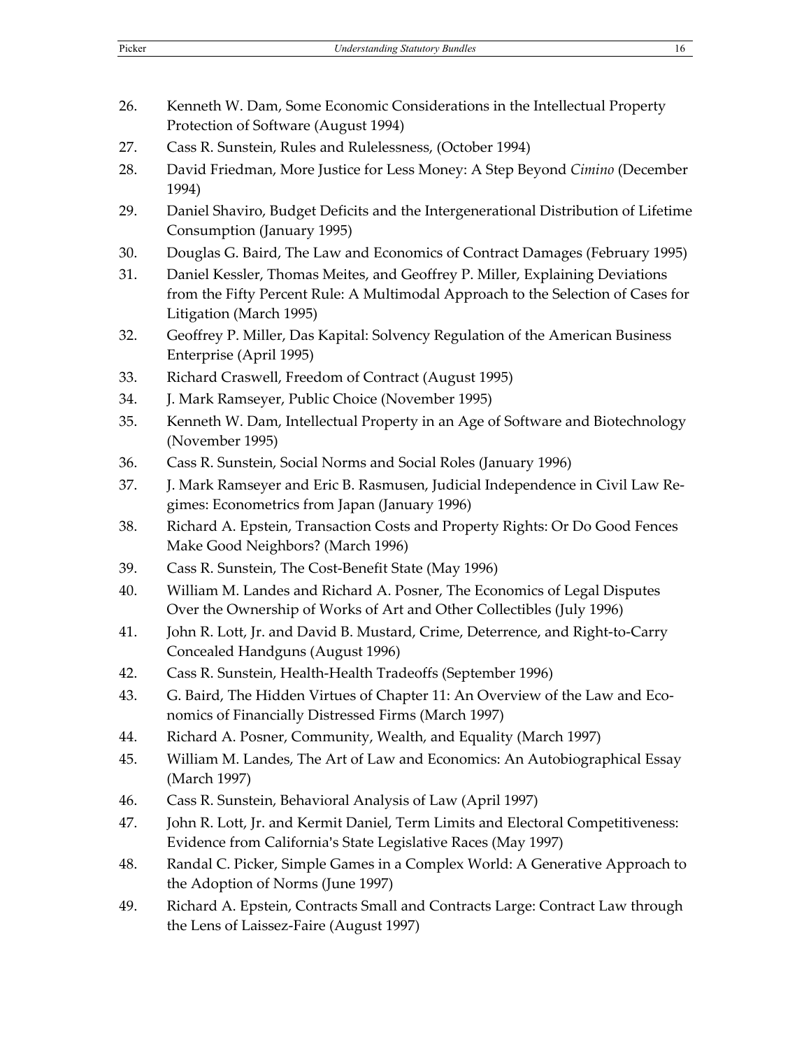26. Kenneth W. Dam, Some Economic Considerations in the Intellectual Property Protection of Software (August 1994)
27. Cass R. Sunstein, Rules and Rulelessness, (October 1994)
28. David Friedman, More Justice for Less Money: A Step Beyond *Cimino* (December 1994)
29. Daniel Shaviro, Budget Deficits and the Intergenerational Distribution of Lifetime Consumption (January 1995)
30. Douglas G. Baird, The Law and Economics of Contract Damages (February 1995)
31. Daniel Kessler, Thomas Meites, and Geoffrey P. Miller, Explaining Deviations from the Fifty Percent Rule: A Multimodal Approach to the Selection of Cases for Litigation (March 1995)
32. Geoffrey P. Miller, Das Kapital: Solvency Regulation of the American Business Enterprise (April 1995)
33. Richard Craswell, Freedom of Contract (August 1995)
34. J. Mark Ramseyer, Public Choice (November 1995)
35. Kenneth W. Dam, Intellectual Property in an Age of Software and Biotechnology (November 1995)
36. Cass R. Sunstein, Social Norms and Social Roles (January 1996)
37. J. Mark Ramseyer and Eric B. Rasmusen, Judicial Independence in Civil Law Regimes: Econometrics from Japan (January 1996)
38. Richard A. Epstein, Transaction Costs and Property Rights: Or Do Good Fences Make Good Neighbors? (March 1996)
39. Cass R. Sunstein, The Cost-Benefit State (May 1996)
40. William M. Landes and Richard A. Posner, The Economics of Legal Disputes Over the Ownership of Works of Art and Other Collectibles (July 1996)
41. John R. Lott, Jr. and David B. Mustard, Crime, Deterrence, and Right-to-Carry Concealed Handguns (August 1996)
42. Cass R. Sunstein, Health-Health Tradeoffs (September 1996)
43. G. Baird, The Hidden Virtues of Chapter 11: An Overview of the Law and Economics of Financially Distressed Firms (March 1997)
44. Richard A. Posner, Community, Wealth, and Equality (March 1997)
45. William M. Landes, The Art of Law and Economics: An Autobiographical Essay (March 1997)
46. Cass R. Sunstein, Behavioral Analysis of Law (April 1997)
47. John R. Lott, Jr. and Kermit Daniel, Term Limits and Electoral Competitiveness: Evidence from California's State Legislative Races (May 1997)
48. Randal C. Picker, Simple Games in a Complex World: A Generative Approach to the Adoption of Norms (June 1997)
49. Richard A. Epstein, Contracts Small and Contracts Large: Contract Law through the Lens of Laissez-Faire (August 1997)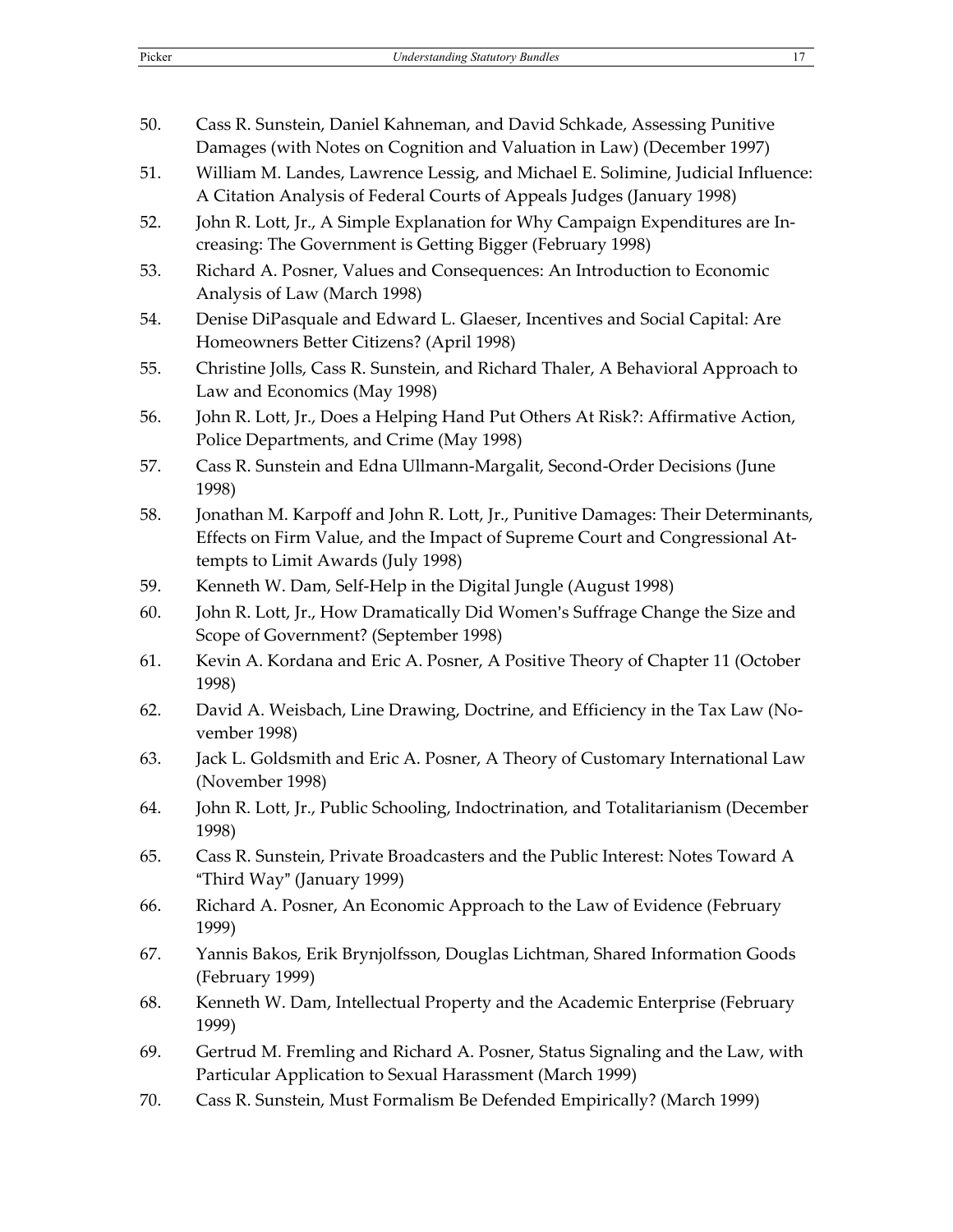50. Cass R. Sunstein, Daniel Kahneman, and David Schkade, Assessing Punitive Damages (with Notes on Cognition and Valuation in Law) (December 1997)
51. William M. Landes, Lawrence Lessig, and Michael E. Solimine, Judicial Influence: A Citation Analysis of Federal Courts of Appeals Judges (January 1998)
52. John R. Lott, Jr., A Simple Explanation for Why Campaign Expenditures are Increasing: The Government is Getting Bigger (February 1998)
53. Richard A. Posner, Values and Consequences: An Introduction to Economic Analysis of Law (March 1998)
54. Denise DiPasquale and Edward L. Glaeser, Incentives and Social Capital: Are Homeowners Better Citizens? (April 1998)
55. Christine Jolls, Cass R. Sunstein, and Richard Thaler, A Behavioral Approach to Law and Economics (May 1998)
56. John R. Lott, Jr., Does a Helping Hand Put Others At Risk?: Affirmative Action, Police Departments, and Crime (May 1998)
57. Cass R. Sunstein and Edna Ullmann-Margalit, Second-Order Decisions (June 1998)
58. Jonathan M. Karpoff and John R. Lott, Jr., Punitive Damages: Their Determinants, Effects on Firm Value, and the Impact of Supreme Court and Congressional Attempts to Limit Awards (July 1998)
59. Kenneth W. Dam, Self-Help in the Digital Jungle (August 1998)
60. John R. Lott, Jr., How Dramatically Did Women's Suffrage Change the Size and Scope of Government? (September 1998)
61. Kevin A. Kordana and Eric A. Posner, A Positive Theory of Chapter 11 (October 1998)
62. David A. Weisbach, Line Drawing, Doctrine, and Efficiency in the Tax Law (November 1998)
63. Jack L. Goldsmith and Eric A. Posner, A Theory of Customary International Law (November 1998)
64. John R. Lott, Jr., Public Schooling, Indoctrination, and Totalitarianism (December 1998)
65. Cass R. Sunstein, Private Broadcasters and the Public Interest: Notes Toward A "Third Way" (January 1999)
66. Richard A. Posner, An Economic Approach to the Law of Evidence (February 1999)
67. Yannis Bakos, Erik Brynjolfsson, Douglas Lichtman, Shared Information Goods (February 1999)
68. Kenneth W. Dam, Intellectual Property and the Academic Enterprise (February 1999)
69. Gertrud M. Fremling and Richard A. Posner, Status Signaling and the Law, with Particular Application to Sexual Harassment (March 1999)
70. Cass R. Sunstein, Must Formalism Be Defended Empirically? (March 1999)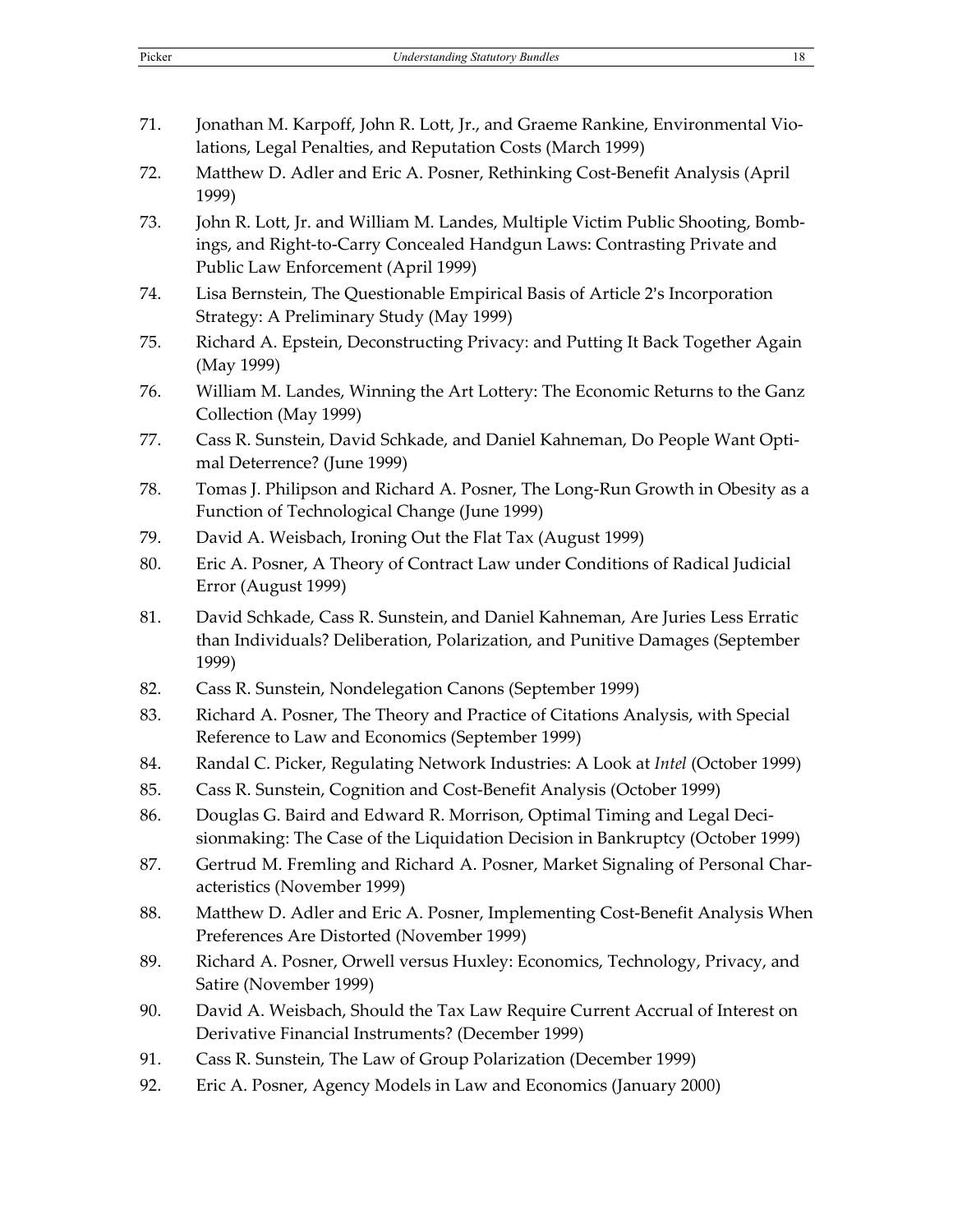71. Jonathan M. Karpoff, John R. Lott, Jr., and Graeme Rankine, Environmental Violations, Legal Penalties, and Reputation Costs (March 1999)
72. Matthew D. Adler and Eric A. Posner, Rethinking Cost-Benefit Analysis (April 1999)
73. John R. Lott, Jr. and William M. Landes, Multiple Victim Public Shooting, Bombings, and Right-to-Carry Concealed Handgun Laws: Contrasting Private and Public Law Enforcement (April 1999)
74. Lisa Bernstein, The Questionable Empirical Basis of Article 2's Incorporation Strategy: A Preliminary Study (May 1999)
75. Richard A. Epstein, Deconstructing Privacy: and Putting It Back Together Again (May 1999)
76. William M. Landes, Winning the Art Lottery: The Economic Returns to the Ganz Collection (May 1999)
77. Cass R. Sunstein, David Schkade, and Daniel Kahneman, Do People Want Optimal Deterrence? (June 1999)
78. Tomas J. Philipson and Richard A. Posner, The Long-Run Growth in Obesity as a Function of Technological Change (June 1999)
79. David A. Weisbach, Ironing Out the Flat Tax (August 1999)
80. Eric A. Posner, A Theory of Contract Law under Conditions of Radical Judicial Error (August 1999)
81. David Schkade, Cass R. Sunstein, and Daniel Kahneman, Are Juries Less Erratic than Individuals? Deliberation, Polarization, and Punitive Damages (September 1999)
82. Cass R. Sunstein, Nondelegation Canons (September 1999)
83. Richard A. Posner, The Theory and Practice of Citations Analysis, with Special Reference to Law and Economics (September 1999)
84. Randal C. Picker, Regulating Network Industries: A Look at *Intel* (October 1999)
85. Cass R. Sunstein, Cognition and Cost-Benefit Analysis (October 1999)
86. Douglas G. Baird and Edward R. Morrison, Optimal Timing and Legal Decisionmaking: The Case of the Liquidation Decision in Bankruptcy (October 1999)
87. Gertrud M. Fremling and Richard A. Posner, Market Signaling of Personal Characteristics (November 1999)
88. Matthew D. Adler and Eric A. Posner, Implementing Cost-Benefit Analysis When Preferences Are Distorted (November 1999)
89. Richard A. Posner, Orwell versus Huxley: Economics, Technology, Privacy, and Satire (November 1999)
90. David A. Weisbach, Should the Tax Law Require Current Accrual of Interest on Derivative Financial Instruments? (December 1999)
91. Cass R. Sunstein, The Law of Group Polarization (December 1999)
92. Eric A. Posner, Agency Models in Law and Economics (January 2000)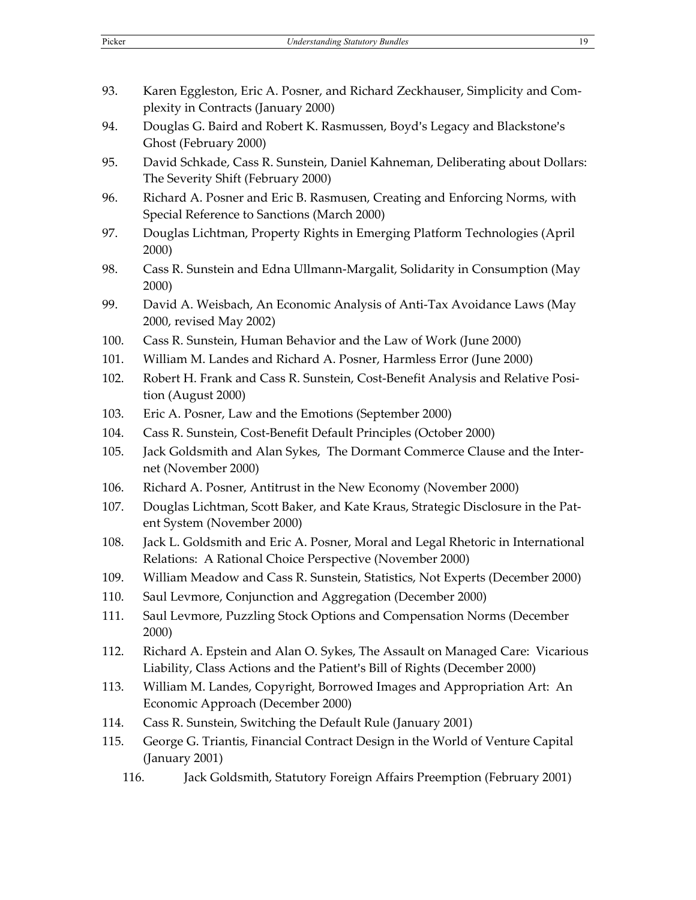93. Karen Eggleston, Eric A. Posner, and Richard Zeckhauser, Simplicity and Complexity in Contracts (January 2000)
94. Douglas G. Baird and Robert K. Rasmussen, Boyd's Legacy and Blackstone's Ghost (February 2000)
95. David Schkade, Cass R. Sunstein, Daniel Kahneman, Deliberating about Dollars: The Severity Shift (February 2000)
96. Richard A. Posner and Eric B. Rasmusen, Creating and Enforcing Norms, with Special Reference to Sanctions (March 2000)
97. Douglas Lichtman, Property Rights in Emerging Platform Technologies (April 2000)
98. Cass R. Sunstein and Edna Ullmann-Margalit, Solidarity in Consumption (May 2000)
99. David A. Weisbach, An Economic Analysis of Anti-Tax Avoidance Laws (May 2000, revised May 2002)
100. Cass R. Sunstein, Human Behavior and the Law of Work (June 2000)
101. William M. Landes and Richard A. Posner, Harmless Error (June 2000)
102. Robert H. Frank and Cass R. Sunstein, Cost-Benefit Analysis and Relative Position (August 2000)
103. Eric A. Posner, Law and the Emotions (September 2000)
104. Cass R. Sunstein, Cost-Benefit Default Principles (October 2000)
105. Jack Goldsmith and Alan Sykes, The Dormant Commerce Clause and the Internet (November 2000)
106. Richard A. Posner, Antitrust in the New Economy (November 2000)
107. Douglas Lichtman, Scott Baker, and Kate Kraus, Strategic Disclosure in the Patent System (November 2000)
108. Jack L. Goldsmith and Eric A. Posner, Moral and Legal Rhetoric in International Relations: A Rational Choice Perspective (November 2000)
109. William Meadow and Cass R. Sunstein, Statistics, Not Experts (December 2000)
110. Saul Levmore, Conjunction and Aggregation (December 2000)
111. Saul Levmore, Puzzling Stock Options and Compensation Norms (December 2000)
112. Richard A. Epstein and Alan O. Sykes, The Assault on Managed Care: Vicarious Liability, Class Actions and the Patient's Bill of Rights (December 2000)
113. William M. Landes, Copyright, Borrowed Images and Appropriation Art: An Economic Approach (December 2000)
114. Cass R. Sunstein, Switching the Default Rule (January 2001)
115. George G. Triantis, Financial Contract Design in the World of Venture Capital (January 2001)
116. Jack Goldsmith, Statutory Foreign Affairs Preemption (February 2001)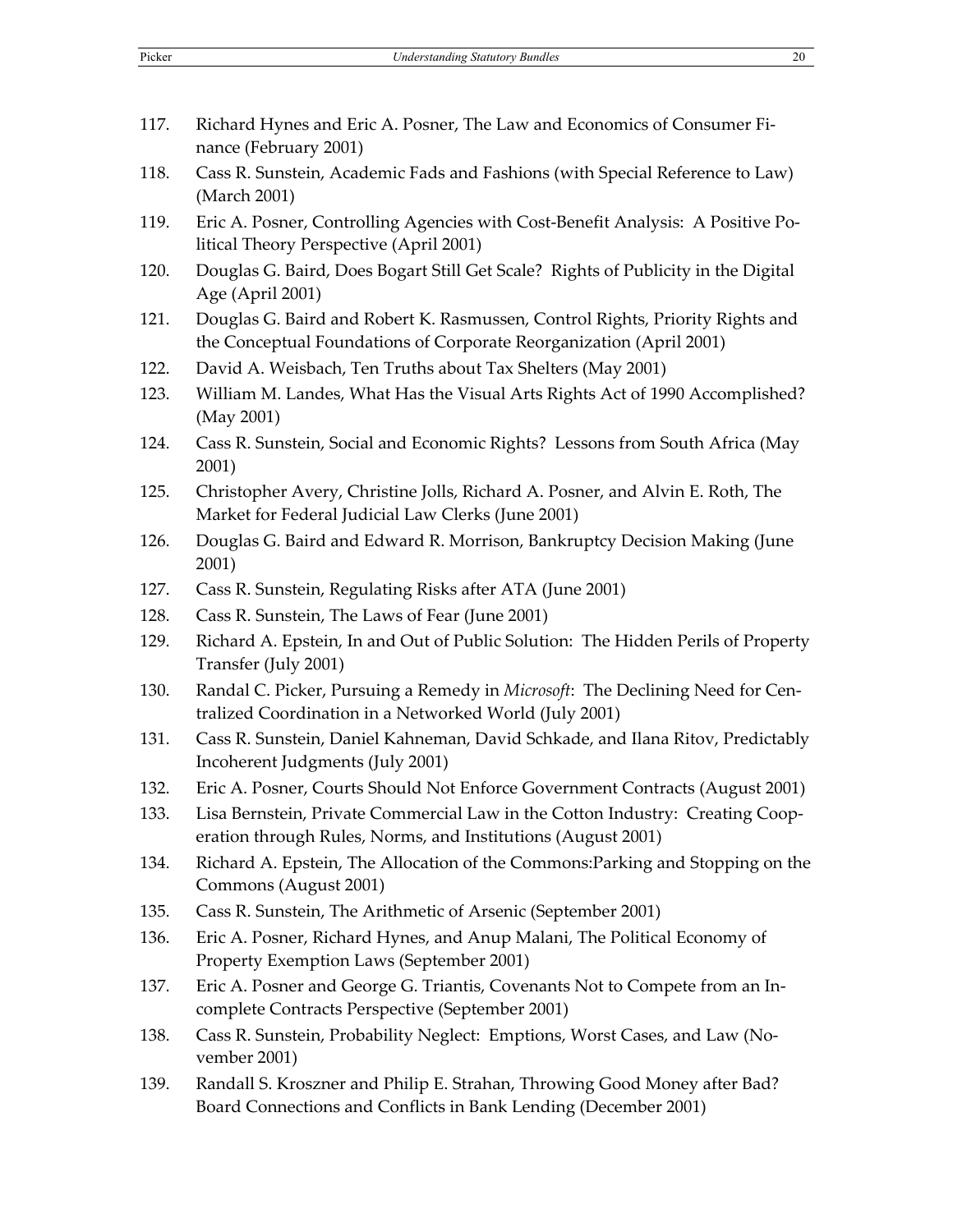117. Richard Hynes and Eric A. Posner, The Law and Economics of Consumer Finance (February 2001)
118. Cass R. Sunstein, Academic Fads and Fashions (with Special Reference to Law) (March 2001)
119. Eric A. Posner, Controlling Agencies with Cost-Benefit Analysis: A Positive Political Theory Perspective (April 2001)
120. Douglas G. Baird, Does Bogart Still Get Scale? Rights of Publicity in the Digital Age (April 2001)
121. Douglas G. Baird and Robert K. Rasmussen, Control Rights, Priority Rights and the Conceptual Foundations of Corporate Reorganization (April 2001)
122. David A. Weisbach, Ten Truths about Tax Shelters (May 2001)
123. William M. Landes, What Has the Visual Arts Rights Act of 1990 Accomplished? (May 2001)
124. Cass R. Sunstein, Social and Economic Rights? Lessons from South Africa (May 2001)
125. Christopher Avery, Christine Jolls, Richard A. Posner, and Alvin E. Roth, The Market for Federal Judicial Law Clerks (June 2001)
126. Douglas G. Baird and Edward R. Morrison, Bankruptcy Decision Making (June 2001)
127. Cass R. Sunstein, Regulating Risks after ATA (June 2001)
128. Cass R. Sunstein, The Laws of Fear (June 2001)
129. Richard A. Epstein, In and Out of Public Solution: The Hidden Perils of Property Transfer (July 2001)
130. Randal C. Picker, Pursuing a Remedy in *Microsoft*: The Declining Need for Centralized Coordination in a Networked World (July 2001)
131. Cass R. Sunstein, Daniel Kahneman, David Schkade, and Ilana Ritov, Predictably Incoherent Judgments (July 2001)
132. Eric A. Posner, Courts Should Not Enforce Government Contracts (August 2001)
133. Lisa Bernstein, Private Commercial Law in the Cotton Industry: Creating Cooperation through Rules, Norms, and Institutions (August 2001)
134. Richard A. Epstein, The Allocation of the Commons:Parking and Stopping on the Commons (August 2001)
135. Cass R. Sunstein, The Arithmetic of Arsenic (September 2001)
136. Eric A. Posner, Richard Hynes, and Anup Malani, The Political Economy of Property Exemption Laws (September 2001)
137. Eric A. Posner and George G. Triantis, Covenants Not to Compete from an Incomplete Contracts Perspective (September 2001)
138. Cass R. Sunstein, Probability Neglect: Emptions, Worst Cases, and Law (November 2001)
139. Randall S. Kroszner and Philip E. Strahan, Throwing Good Money after Bad? Board Connections and Conflicts in Bank Lending (December 2001)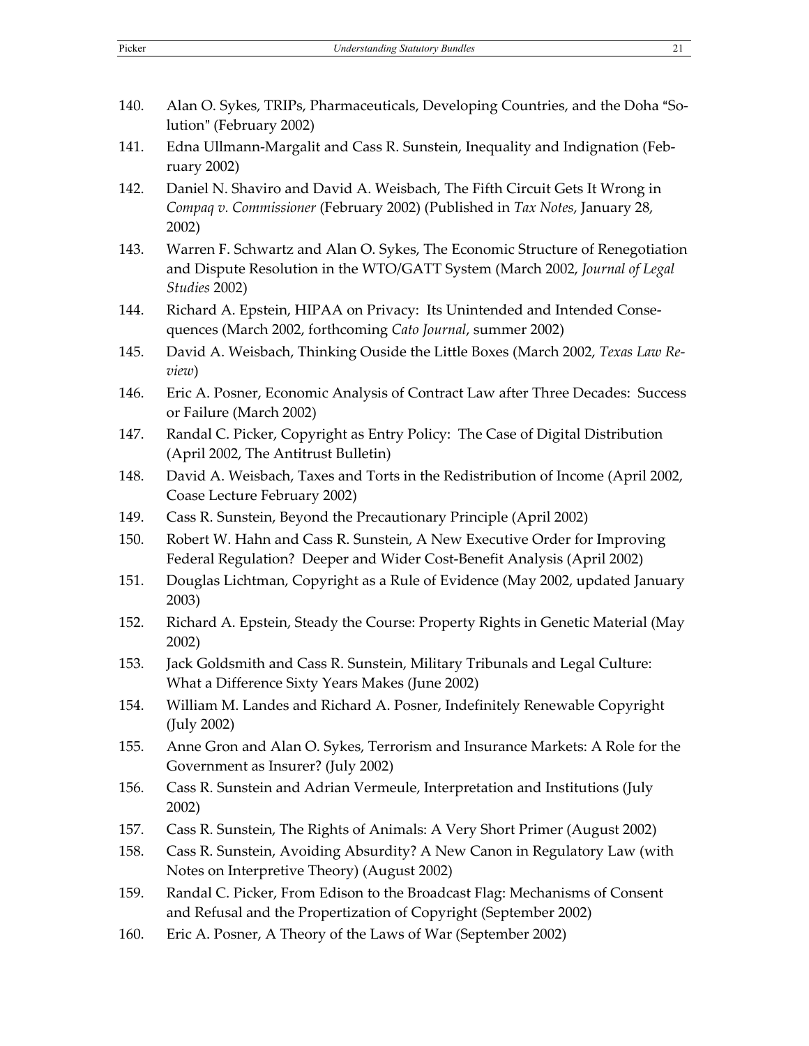140. Alan O. Sykes, TRIPs, Pharmaceuticals, Developing Countries, and the Doha "Solution" (February 2002)
141. Edna Ullmann-Margalit and Cass R. Sunstein, Inequality and Indignation (February 2002)
142. Daniel N. Shaviro and David A. Weisbach, The Fifth Circuit Gets It Wrong in *Compaq v. Commissioner* (February 2002) (Published in *Tax Notes*, January 28, 2002)
143. Warren F. Schwartz and Alan O. Sykes, The Economic Structure of Renegotiation and Dispute Resolution in the WTO/GATT System (March 2002, *Journal of Legal Studies* 2002)
144. Richard A. Epstein, HIPAA on Privacy: Its Unintended and Intended Consequences (March 2002, forthcoming *Cato Journal*, summer 2002)
145. David A. Weisbach, Thinking Ouside the Little Boxes (March 2002, *Texas Law Review*)
146. Eric A. Posner, Economic Analysis of Contract Law after Three Decades: Success or Failure (March 2002)
147. Randal C. Picker, Copyright as Entry Policy: The Case of Digital Distribution (April 2002, The Antitrust Bulletin)
148. David A. Weisbach, Taxes and Torts in the Redistribution of Income (April 2002, Coase Lecture February 2002)
149. Cass R. Sunstein, Beyond the Precautionary Principle (April 2002)
150. Robert W. Hahn and Cass R. Sunstein, A New Executive Order for Improving Federal Regulation? Deeper and Wider Cost-Benefit Analysis (April 2002)
151. Douglas Lichtman, Copyright as a Rule of Evidence (May 2002, updated January 2003)
152. Richard A. Epstein, Steady the Course: Property Rights in Genetic Material (May 2002)
153. Jack Goldsmith and Cass R. Sunstein, Military Tribunals and Legal Culture: What a Difference Sixty Years Makes (June 2002)
154. William M. Landes and Richard A. Posner, Indefinitely Renewable Copyright (July 2002)
155. Anne Gron and Alan O. Sykes, Terrorism and Insurance Markets: A Role for the Government as Insurer? (July 2002)
156. Cass R. Sunstein and Adrian Vermeule, Interpretation and Institutions (July 2002)
157. Cass R. Sunstein, The Rights of Animals: A Very Short Primer (August 2002)
158. Cass R. Sunstein, Avoiding Absurdity? A New Canon in Regulatory Law (with Notes on Interpretive Theory) (August 2002)
159. Randal C. Picker, From Edison to the Broadcast Flag: Mechanisms of Consent and Refusal and the Propertization of Copyright (September 2002)
160. Eric A. Posner, A Theory of the Laws of War (September 2002)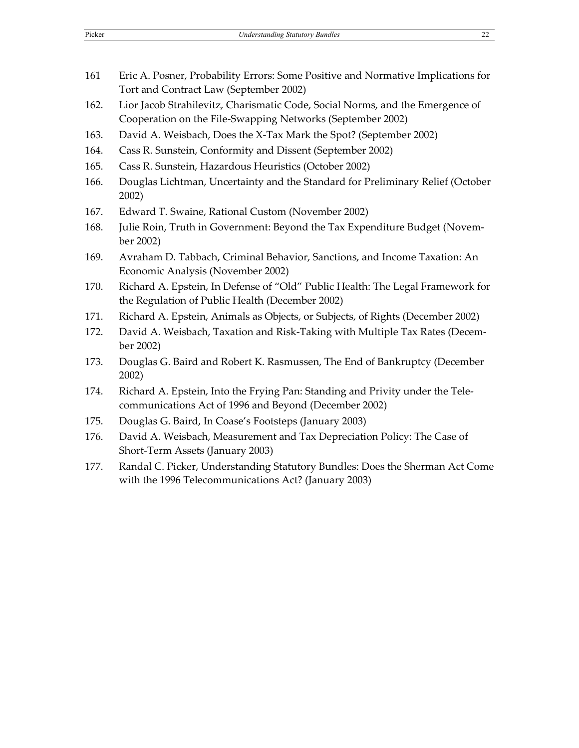161 Eric A. Posner, Probability Errors: Some Positive and Normative Implications for Tort and Contract Law (September 2002)

162. Lior Jacob Strahilevitz, Charismatic Code, Social Norms, and the Emergence of Cooperation on the File-Swapping Networks (September 2002)

163. David A. Weisbach, Does the X-Tax Mark the Spot? (September 2002)

164. Cass R. Sunstein, Conformity and Dissent (September 2002)

165. Cass R. Sunstein, Hazardous Heuristics (October 2002)

166. Douglas Lichtman, Uncertainty and the Standard for Preliminary Relief (October 2002)

167. Edward T. Swaine, Rational Custom (November 2002)

168. Julie Roin, Truth in Government: Beyond the Tax Expenditure Budget (November 2002)

169. Avraham D. Tabbach, Criminal Behavior, Sanctions, and Income Taxation: An Economic Analysis (November 2002)

170. Richard A. Epstein, In Defense of "Old" Public Health: The Legal Framework for the Regulation of Public Health (December 2002)

171. Richard A. Epstein, Animals as Objects, or Subjects, of Rights (December 2002)

172. David A. Weisbach, Taxation and Risk-Taking with Multiple Tax Rates (December 2002)

173. Douglas G. Baird and Robert K. Rasmussen, The End of Bankruptcy (December 2002)

174. Richard A. Epstein, Into the Frying Pan: Standing and Privity under the Telecommunications Act of 1996 and Beyond (December 2002)

175. Douglas G. Baird, In Coase's Footsteps (January 2003)

176. David A. Weisbach, Measurement and Tax Depreciation Policy: The Case of Short-Term Assets (January 2003)

177. Randal C. Picker, Understanding Statutory Bundles: Does the Sherman Act Come with the 1996 Telecommunications Act? (January 2003)